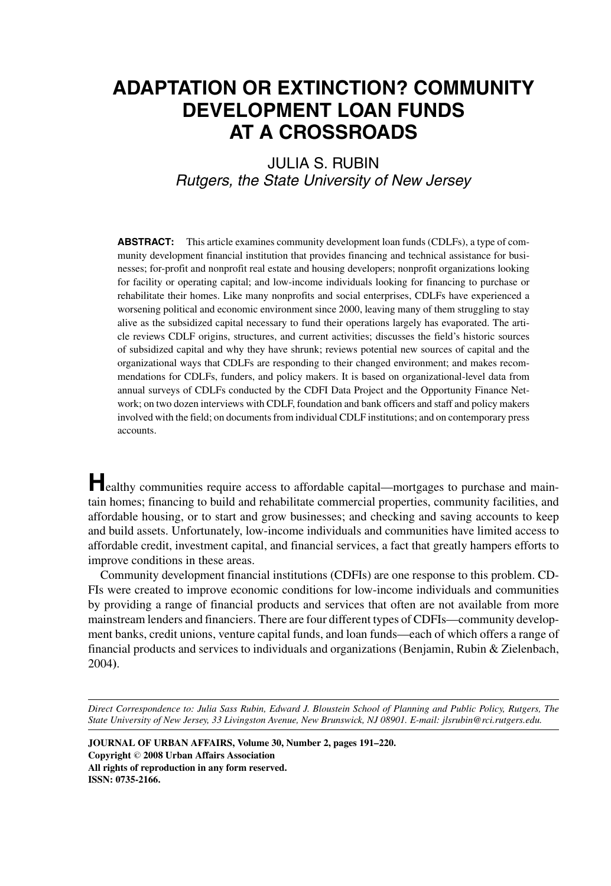# ADAPTATION OR EXTINCTION? COMMUNITY DEVELOPMENT LOAN FUNDS AT A CROSSROADS

JULIA S. RUBIN
*Rutgers, the State University of New Jersey*

**ABSTRACT:** This article examines community development loan funds (CDLFs), a type of community development financial institution that provides financing and technical assistance for businesses; for-profit and nonprofit real estate and housing developers; nonprofit organizations looking for facility or operating capital; and low-income individuals looking for financing to purchase or rehabilitate their homes. Like many nonprofits and social enterprises, CDLFs have experienced a worsening political and economic environment since 2000, leaving many of them struggling to stay alive as the subsidized capital necessary to fund their operations largely has evaporated. The article reviews CDLF origins, structures, and current activities; discusses the field's historic sources of subsidized capital and why they have shrunk; reviews potential new sources of capital and the organizational ways that CDLFs are responding to their changed environment; and makes recommendations for CDLFs, funders, and policy makers. It is based on organizational-level data from annual surveys of CDLFs conducted by the CDFI Data Project and the Opportunity Finance Network; on two dozen interviews with CDLF, foundation and bank officers and staff and policy makers involved with the field; on documents from individual CDLF institutions; and on contemporary press accounts.

Healthy communities require access to affordable capital—mortgages to purchase and maintain homes; financing to build and rehabilitate commercial properties, community facilities, and affordable housing, or to start and grow businesses; and checking and saving accounts to keep and build assets. Unfortunately, low-income individuals and communities have limited access to affordable credit, investment capital, and financial services, a fact that greatly hampers efforts to improve conditions in these areas.

Community development financial institutions (CDFIs) are one response to this problem. CDFIs were created to improve economic conditions for low-income individuals and communities by providing a range of financial products and services that often are not available from more mainstream lenders and financiers. There are four different types of CDFIs—community development banks, credit unions, venture capital funds, and loan funds—each of which offers a range of financial products and services to individuals and organizations (Benjamin, Rubin & Zielenbach, 2004).

---

*Direct Correspondence to: Julia Sass Rubin, Edward J. Bloustein School of Planning and Public Policy, Rutgers, The State University of New Jersey, 33 Livingston Avenue, New Brunswick, NJ 08901. E-mail: jlsrubin@rci.rutgers.edu.*

**JOURNAL OF URBAN AFFAIRS, Volume 30, Number 2, pages 191–220.**
**Copyright © 2008 Urban Affairs Association**
**All rights of reproduction in any form reserved.**
**ISSN: 0735-2166.**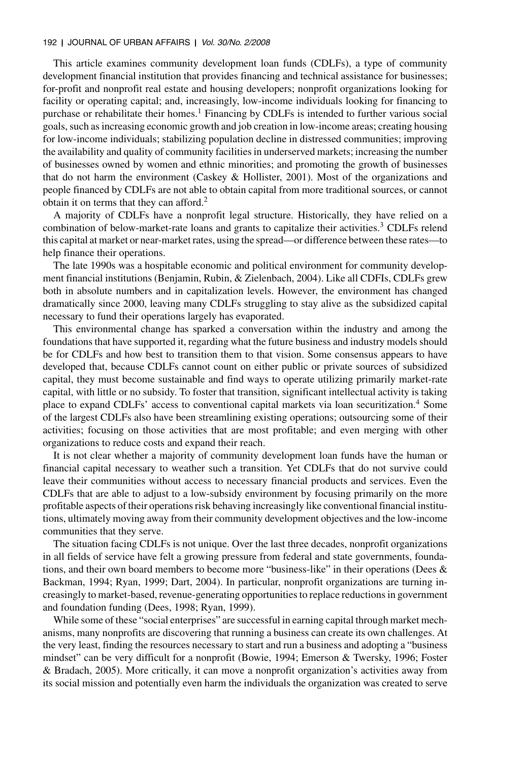This article examines community development loan funds (CDLFs), a type of community development financial institution that provides financing and technical assistance for businesses; for-profit and nonprofit real estate and housing developers; nonprofit organizations looking for facility or operating capital; and, increasingly, low-income individuals looking for financing to purchase or rehabilitate their homes.[1] Financing by CDLFs is intended to further various social goals, such as increasing economic growth and job creation in low-income areas; creating housing for low-income individuals; stabilizing population decline in distressed communities; improving the availability and quality of community facilities in underserved markets; increasing the number of businesses owned by women and ethnic minorities; and promoting the growth of businesses that do not harm the environment (Caskey & Hollister, 2001). Most of the organizations and people financed by CDLFs are not able to obtain capital from more traditional sources, or cannot obtain it on terms that they can afford.[2]

A majority of CDLFs have a nonprofit legal structure. Historically, they have relied on a combination of below-market-rate loans and grants to capitalize their activities.[3] CDLFs relend this capital at market or near-market rates, using the spread—or difference between these rates—to help finance their operations.

The late 1990s was a hospitable economic and political environment for community development financial institutions (Benjamin, Rubin, & Zielenbach, 2004). Like all CDFIs, CDLFs grew both in absolute numbers and in capitalization levels. However, the environment has changed dramatically since 2000, leaving many CDLFs struggling to stay alive as the subsidized capital necessary to fund their operations largely has evaporated.

This environmental change has sparked a conversation within the industry and among the foundations that have supported it, regarding what the future business and industry models should be for CDLFs and how best to transition them to that vision. Some consensus appears to have developed that, because CDLFs cannot count on either public or private sources of subsidized capital, they must become sustainable and find ways to operate utilizing primarily market-rate capital, with little or no subsidy. To foster that transition, significant intellectual activity is taking place to expand CDLFs' access to conventional capital markets via loan securitization.[4] Some of the largest CDLFs also have been streamlining existing operations; outsourcing some of their activities; focusing on those activities that are most profitable; and even merging with other organizations to reduce costs and expand their reach.

It is not clear whether a majority of community development loan funds have the human or financial capital necessary to weather such a transition. Yet CDLFs that do not survive could leave their communities without access to necessary financial products and services. Even the CDLFs that are able to adjust to a low-subsidy environment by focusing primarily on the more profitable aspects of their operations risk behaving increasingly like conventional financial institutions, ultimately moving away from their community development objectives and the low-income communities that they serve.

The situation facing CDLFs is not unique. Over the last three decades, nonprofit organizations in all fields of service have felt a growing pressure from federal and state governments, foundations, and their own board members to become more "business-like" in their operations (Dees & Backman, 1994; Ryan, 1999; Dart, 2004). In particular, nonprofit organizations are turning increasingly to market-based, revenue-generating opportunities to replace reductions in government and foundation funding (Dees, 1998; Ryan, 1999).

While some of these "social enterprises" are successful in earning capital through market mechanisms, many nonprofits are discovering that running a business can create its own challenges. At the very least, finding the resources necessary to start and run a business and adopting a "business mindset" can be very difficult for a nonprofit (Bowie, 1994; Emerson & Twersky, 1996; Foster & Bradach, 2005). More critically, it can move a nonprofit organization's activities away from its social mission and potentially even harm the individuals the organization was created to serve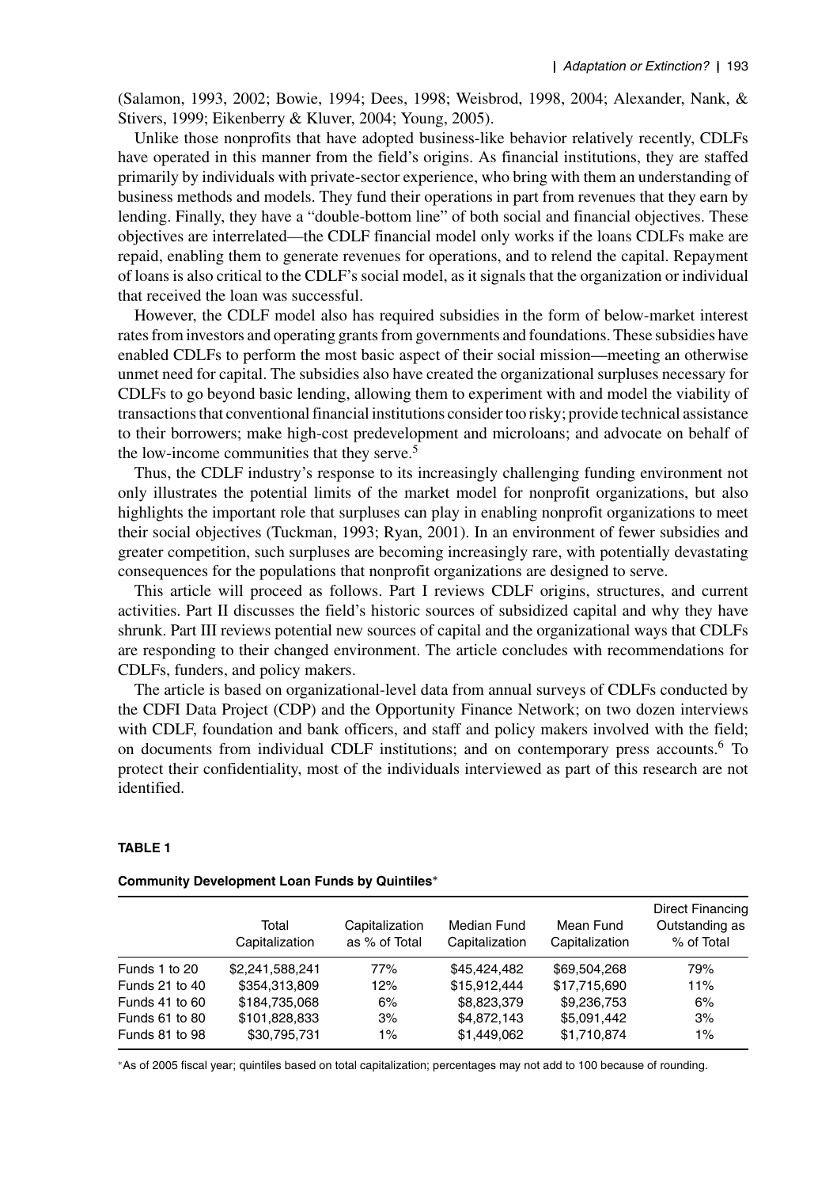(Salamon, 1993, 2002; Bowie, 1994; Dees, 1998; Weisbrod, 1998, 2004; Alexander, Nank, & Stivers, 1999; Eikenberry & Kluver, 2004; Young, 2005).

Unlike those nonprofits that have adopted business-like behavior relatively recently, CDLFs have operated in this manner from the field's origins. As financial institutions, they are staffed primarily by individuals with private-sector experience, who bring with them an understanding of business methods and models. They fund their operations in part from revenues that they earn by lending. Finally, they have a "double-bottom line" of both social and financial objectives. These objectives are interrelated—the CDLF financial model only works if the loans CDLFs make are repaid, enabling them to generate revenues for operations, and to relend the capital. Repayment of loans is also critical to the CDLF's social model, as it signals that the organization or individual that received the loan was successful.

However, the CDLF model also has required subsidies in the form of below-market interest rates from investors and operating grants from governments and foundations. These subsidies have enabled CDLFs to perform the most basic aspect of their social mission—meeting an otherwise unmet need for capital. The subsidies also have created the organizational surpluses necessary for CDLFs to go beyond basic lending, allowing them to experiment with and model the viability of transactions that conventional financial institutions consider too risky; provide technical assistance to their borrowers; make high-cost predevelopment and microloans; and advocate on behalf of the low-income communities that they serve.[5]

Thus, the CDLF industry's response to its increasingly challenging funding environment not only illustrates the potential limits of the market model for nonprofit organizations, but also highlights the important role that surpluses can play in enabling nonprofit organizations to meet their social objectives (Tuckman, 1993; Ryan, 2001). In an environment of fewer subsidies and greater competition, such surpluses are becoming increasingly rare, with potentially devastating consequences for the populations that nonprofit organizations are designed to serve.

This article will proceed as follows. Part I reviews CDLF origins, structures, and current activities. Part II discusses the field's historic sources of subsidized capital and why they have shrunk. Part III reviews potential new sources of capital and the organizational ways that CDLFs are responding to their changed environment. The article concludes with recommendations for CDLFs, funders, and policy makers.

The article is based on organizational-level data from annual surveys of CDLFs conducted by the CDFI Data Project (CDP) and the Opportunity Finance Network; on two dozen interviews with CDLF, foundation and bank officers, and staff and policy makers involved with the field; on documents from individual CDLF institutions; and on contemporary press accounts.[6] To protect their confidentiality, most of the individuals interviewed as part of this research are not identified.

**TABLE 1**

**Community Development Loan Funds by Quintiles***

| | Total Capitalization | Capitalization as % of Total | Median Fund Capitalization | Mean Fund Capitalization | Direct Financing Outstanding as % of Total |
|---|---|---|---|---|---|
| Funds 1 to 20 | $2,241,588,241 | 77% | $45,424,482 | $69,504,268 | 79% |
| Funds 21 to 40 | $354,313,809 | 12% | $15,912,444 | $17,715,690 | 11% |
| Funds 41 to 60 | $184,735,068 | 6% | $8,823,379 | $9,236,753 | 6% |
| Funds 61 to 80 | $101,828,833 | 3% | $4,872,143 | $5,091,442 | 3% |
| Funds 81 to 98 | $30,795,731 | 1% | $1,449,062 | $1,710,874 | 1% |

*As of 2005 fiscal year; quintiles based on total capitalization; percentages may not add to 100 because of rounding.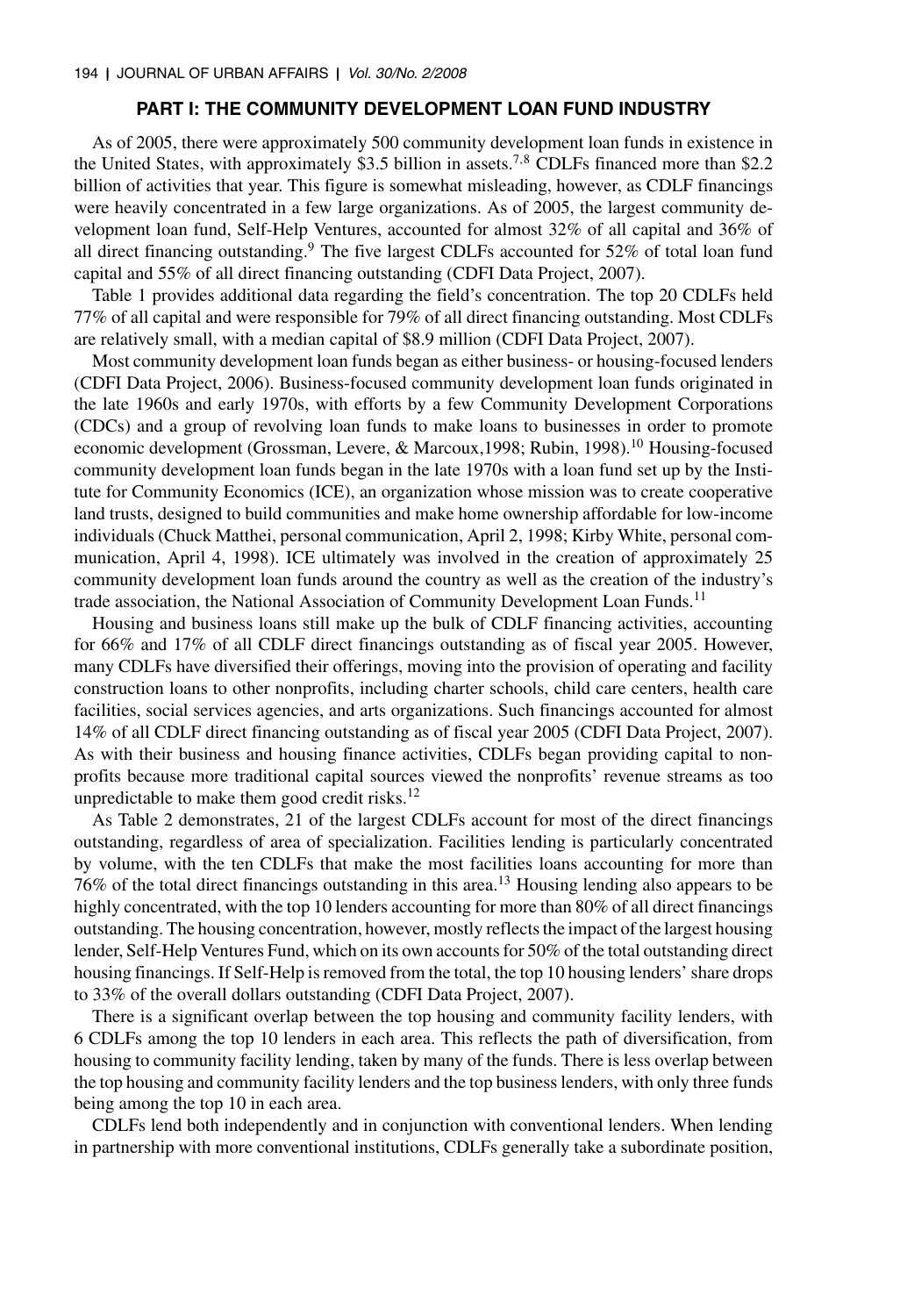## PART I: THE COMMUNITY DEVELOPMENT LOAN FUND INDUSTRY

As of 2005, there were approximately 500 community development loan funds in existence in the United States, with approximately \$3.5 billion in assets.[7,8] CDLFs financed more than \$2.2 billion of activities that year. This figure is somewhat misleading, however, as CDLF financings were heavily concentrated in a few large organizations. As of 2005, the largest community development loan fund, Self-Help Ventures, accounted for almost 32% of all capital and 36% of all direct financing outstanding.[9] The five largest CDLFs accounted for 52% of total loan fund capital and 55% of all direct financing outstanding (CDFI Data Project, 2007).

Table 1 provides additional data regarding the field's concentration. The top 20 CDLFs held 77% of all capital and were responsible for 79% of all direct financing outstanding. Most CDLFs are relatively small, with a median capital of \$8.9 million (CDFI Data Project, 2007).

Most community development loan funds began as either business- or housing-focused lenders (CDFI Data Project, 2006). Business-focused community development loan funds originated in the late 1960s and early 1970s, with efforts by a few Community Development Corporations (CDCs) and a group of revolving loan funds to make loans to businesses in order to promote economic development (Grossman, Levere, & Marcoux,1998; Rubin, 1998).[10] Housing-focused community development loan funds began in the late 1970s with a loan fund set up by the Institute for Community Economics (ICE), an organization whose mission was to create cooperative land trusts, designed to build communities and make home ownership affordable for low-income individuals (Chuck Matthei, personal communication, April 2, 1998; Kirby White, personal communication, April 4, 1998). ICE ultimately was involved in the creation of approximately 25 community development loan funds around the country as well as the creation of the industry's trade association, the National Association of Community Development Loan Funds.[11]

Housing and business loans still make up the bulk of CDLF financing activities, accounting for 66% and 17% of all CDLF direct financings outstanding as of fiscal year 2005. However, many CDLFs have diversified their offerings, moving into the provision of operating and facility construction loans to other nonprofits, including charter schools, child care centers, health care facilities, social services agencies, and arts organizations. Such financings accounted for almost 14% of all CDLF direct financing outstanding as of fiscal year 2005 (CDFI Data Project, 2007). As with their business and housing finance activities, CDLFs began providing capital to nonprofits because more traditional capital sources viewed the nonprofits' revenue streams as too unpredictable to make them good credit risks.[12]

As Table 2 demonstrates, 21 of the largest CDLFs account for most of the direct financings outstanding, regardless of area of specialization. Facilities lending is particularly concentrated by volume, with the ten CDLFs that make the most facilities loans accounting for more than 76% of the total direct financings outstanding in this area.[13] Housing lending also appears to be highly concentrated, with the top 10 lenders accounting for more than 80% of all direct financings outstanding. The housing concentration, however, mostly reflects the impact of the largest housing lender, Self-Help Ventures Fund, which on its own accounts for 50% of the total outstanding direct housing financings. If Self-Help is removed from the total, the top 10 housing lenders' share drops to 33% of the overall dollars outstanding (CDFI Data Project, 2007).

There is a significant overlap between the top housing and community facility lenders, with 6 CDLFs among the top 10 lenders in each area. This reflects the path of diversification, from housing to community facility lending, taken by many of the funds. There is less overlap between the top housing and community facility lenders and the top business lenders, with only three funds being among the top 10 in each area.

CDLFs lend both independently and in conjunction with conventional lenders. When lending in partnership with more conventional institutions, CDLFs generally take a subordinate position,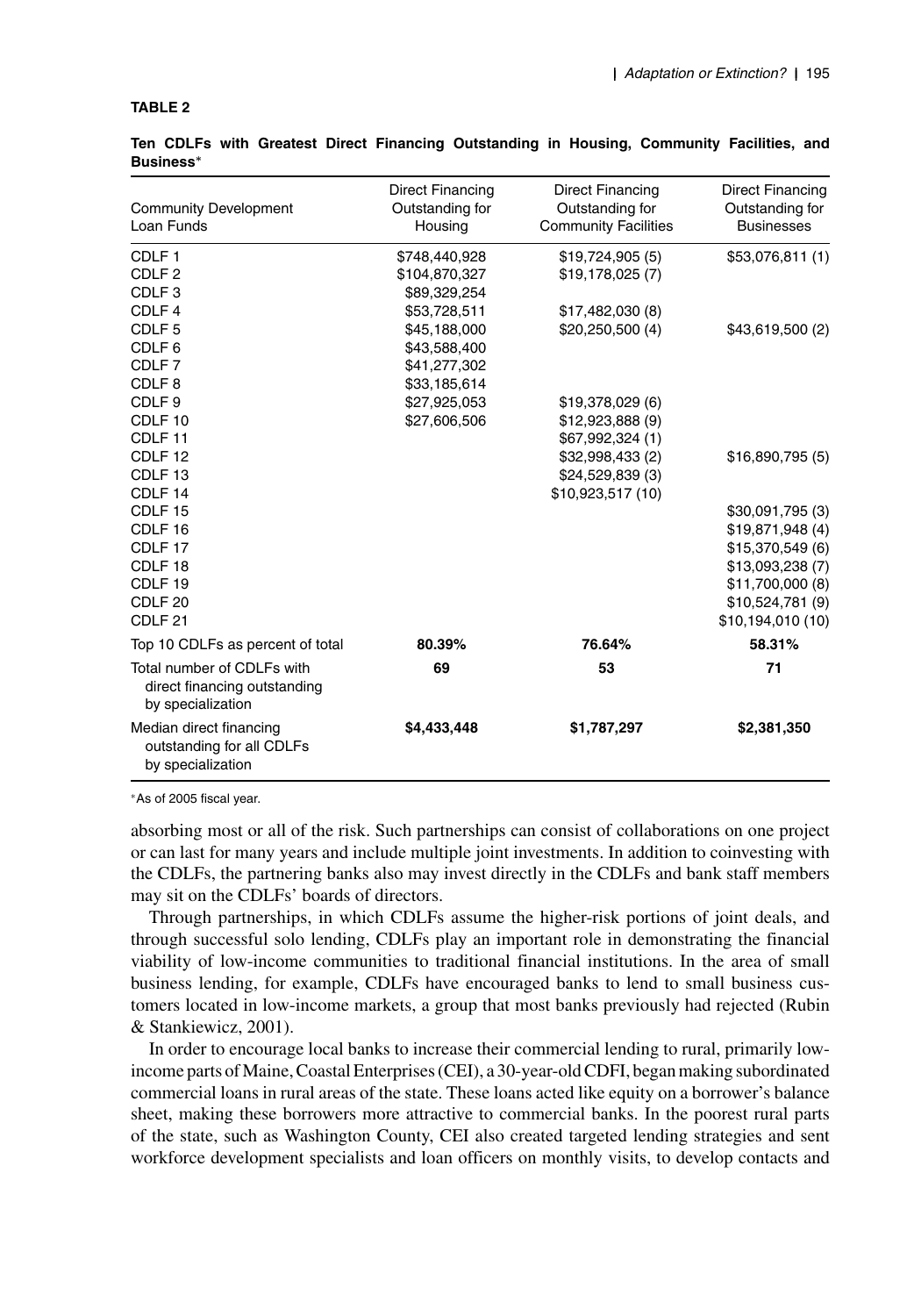**TABLE 2**

**Ten CDLFs with Greatest Direct Financing Outstanding in Housing, Community Facilities, and Business***

| Community Development Loan Funds | Direct Financing Outstanding for Housing | Direct Financing Outstanding for Community Facilities | Direct Financing Outstanding for Businesses |
|---|---|---|---|
| CDLF 1 | $748,440,928 | $19,724,905 (5) | $53,076,811 (1) |
| CDLF 2 | $104,870,327 | $19,178,025 (7) | |
| CDLF 3 | $89,329,254 | | |
| CDLF 4 | $53,728,511 | $17,482,030 (8) | |
| CDLF 5 | $45,188,000 | $20,250,500 (4) | $43,619,500 (2) |
| CDLF 6 | $43,588,400 | | |
| CDLF 7 | $41,277,302 | | |
| CDLF 8 | $33,185,614 | | |
| CDLF 9 | $27,925,053 | $19,378,029 (6) | |
| CDLF 10 | $27,606,506 | $12,923,888 (9) | |
| CDLF 11 | | $67,992,324 (1) | |
| CDLF 12 | | $32,998,433 (2) | $16,890,795 (5) |
| CDLF 13 | | $24,529,839 (3) | |
| CDLF 14 | | $10,923,517 (10) | |
| CDLF 15 | | | $30,091,795 (3) |
| CDLF 16 | | | $19,871,948 (4) |
| CDLF 17 | | | $15,370,549 (6) |
| CDLF 18 | | | $13,093,238 (7) |
| CDLF 19 | | | $11,700,000 (8) |
| CDLF 20 | | | $10,524,781 (9) |
| CDLF 21 | | | $10,194,010 (10) |
| Top 10 CDLFs as percent of total | **80.39%** | **76.64%** | **58.31%** |
| Total number of CDLFs with direct financing outstanding by specialization | **69** | **53** | **71** |
| Median direct financing outstanding for all CDLFs by specialization | **$4,433,448** | **$1,787,297** | **$2,381,350** |

*As of 2005 fiscal year.

absorbing most or all of the risk. Such partnerships can consist of collaborations on one project or can last for many years and include multiple joint investments. In addition to coinvesting with the CDLFs, the partnering banks also may invest directly in the CDLFs and bank staff members may sit on the CDLFs' boards of directors.

Through partnerships, in which CDLFs assume the higher-risk portions of joint deals, and through successful solo lending, CDLFs play an important role in demonstrating the financial viability of low-income communities to traditional financial institutions. In the area of small business lending, for example, CDLFs have encouraged banks to lend to small business customers located in low-income markets, a group that most banks previously had rejected (Rubin & Stankiewicz, 2001).

In order to encourage local banks to increase their commercial lending to rural, primarily low-income parts of Maine, Coastal Enterprises (CEI), a 30-year-old CDFI, began making subordinated commercial loans in rural areas of the state. These loans acted like equity on a borrower's balance sheet, making these borrowers more attractive to commercial banks. In the poorest rural parts of the state, such as Washington County, CEI also created targeted lending strategies and sent workforce development specialists and loan officers on monthly visits, to develop contacts and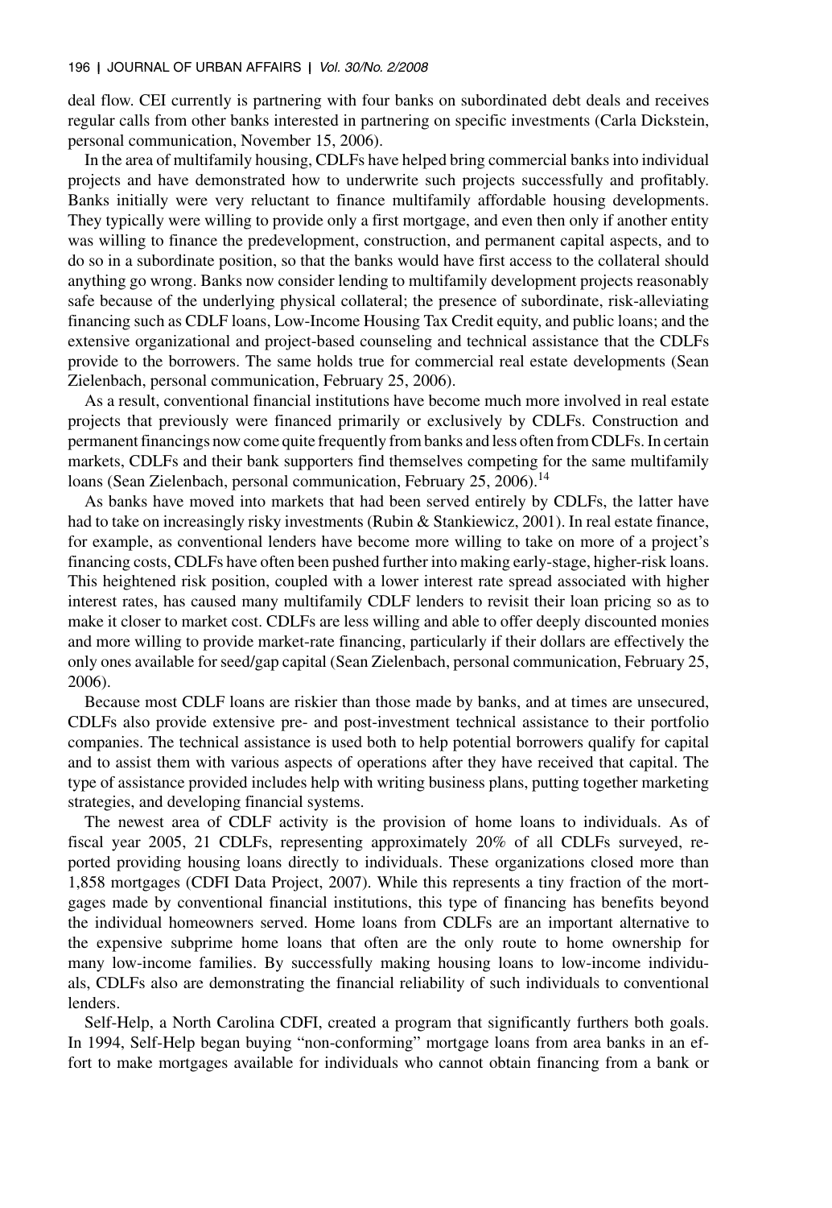deal flow. CEI currently is partnering with four banks on subordinated debt deals and receives regular calls from other banks interested in partnering on specific investments (Carla Dickstein, personal communication, November 15, 2006).

In the area of multifamily housing, CDLFs have helped bring commercial banks into individual projects and have demonstrated how to underwrite such projects successfully and profitably. Banks initially were very reluctant to finance multifamily affordable housing developments. They typically were willing to provide only a first mortgage, and even then only if another entity was willing to finance the predevelopment, construction, and permanent capital aspects, and to do so in a subordinate position, so that the banks would have first access to the collateral should anything go wrong. Banks now consider lending to multifamily development projects reasonably safe because of the underlying physical collateral; the presence of subordinate, risk-alleviating financing such as CDLF loans, Low-Income Housing Tax Credit equity, and public loans; and the extensive organizational and project-based counseling and technical assistance that the CDLFs provide to the borrowers. The same holds true for commercial real estate developments (Sean Zielenbach, personal communication, February 25, 2006).

As a result, conventional financial institutions have become much more involved in real estate projects that previously were financed primarily or exclusively by CDLFs. Construction and permanent financings now come quite frequently from banks and less often from CDLFs. In certain markets, CDLFs and their bank supporters find themselves competing for the same multifamily loans (Sean Zielenbach, personal communication, February 25, 2006).[14]

As banks have moved into markets that had been served entirely by CDLFs, the latter have had to take on increasingly risky investments (Rubin & Stankiewicz, 2001). In real estate finance, for example, as conventional lenders have become more willing to take on more of a project's financing costs, CDLFs have often been pushed further into making early-stage, higher-risk loans. This heightened risk position, coupled with a lower interest rate spread associated with higher interest rates, has caused many multifamily CDLF lenders to revisit their loan pricing so as to make it closer to market cost. CDLFs are less willing and able to offer deeply discounted monies and more willing to provide market-rate financing, particularly if their dollars are effectively the only ones available for seed/gap capital (Sean Zielenbach, personal communication, February 25, 2006).

Because most CDLF loans are riskier than those made by banks, and at times are unsecured, CDLFs also provide extensive pre- and post-investment technical assistance to their portfolio companies. The technical assistance is used both to help potential borrowers qualify for capital and to assist them with various aspects of operations after they have received that capital. The type of assistance provided includes help with writing business plans, putting together marketing strategies, and developing financial systems.

The newest area of CDLF activity is the provision of home loans to individuals. As of fiscal year 2005, 21 CDLFs, representing approximately 20% of all CDLFs surveyed, reported providing housing loans directly to individuals. These organizations closed more than 1,858 mortgages (CDFI Data Project, 2007). While this represents a tiny fraction of the mortgages made by conventional financial institutions, this type of financing has benefits beyond the individual homeowners served. Home loans from CDLFs are an important alternative to the expensive subprime home loans that often are the only route to home ownership for many low-income families. By successfully making housing loans to low-income individuals, CDLFs also are demonstrating the financial reliability of such individuals to conventional lenders.

Self-Help, a North Carolina CDFI, created a program that significantly furthers both goals. In 1994, Self-Help began buying "non-conforming" mortgage loans from area banks in an effort to make mortgages available for individuals who cannot obtain financing from a bank or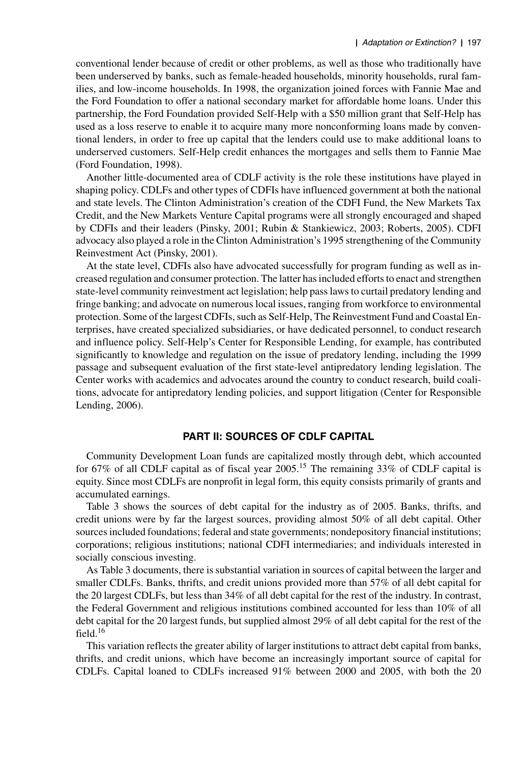conventional lender because of credit or other problems, as well as those who traditionally have been underserved by banks, such as female-headed households, minority households, rural families, and low-income households. In 1998, the organization joined forces with Fannie Mae and the Ford Foundation to offer a national secondary market for affordable home loans. Under this partnership, the Ford Foundation provided Self-Help with a $50 million grant that Self-Help has used as a loss reserve to enable it to acquire many more nonconforming loans made by conventional lenders, in order to free up capital that the lenders could use to make additional loans to underserved customers. Self-Help credit enhances the mortgages and sells them to Fannie Mae (Ford Foundation, 1998).

Another little-documented area of CDLF activity is the role these institutions have played in shaping policy. CDLFs and other types of CDFIs have influenced government at both the national and state levels. The Clinton Administration's creation of the CDFI Fund, the New Markets Tax Credit, and the New Markets Venture Capital programs were all strongly encouraged and shaped by CDFIs and their leaders (Pinsky, 2001; Rubin & Stankiewicz, 2003; Roberts, 2005). CDFI advocacy also played a role in the Clinton Administration's 1995 strengthening of the Community Reinvestment Act (Pinsky, 2001).

At the state level, CDFIs also have advocated successfully for program funding as well as increased regulation and consumer protection. The latter has included efforts to enact and strengthen state-level community reinvestment act legislation; help pass laws to curtail predatory lending and fringe banking; and advocate on numerous local issues, ranging from workforce to environmental protection. Some of the largest CDFIs, such as Self-Help, The Reinvestment Fund and Coastal Enterprises, have created specialized subsidiaries, or have dedicated personnel, to conduct research and influence policy. Self-Help's Center for Responsible Lending, for example, has contributed significantly to knowledge and regulation on the issue of predatory lending, including the 1999 passage and subsequent evaluation of the first state-level antipredatory lending legislation. The Center works with academics and advocates around the country to conduct research, build coalitions, advocate for antipredatory lending policies, and support litigation (Center for Responsible Lending, 2006).

## PART II: SOURCES OF CDLF CAPITAL

Community Development Loan funds are capitalized mostly through debt, which accounted for 67% of all CDLF capital as of fiscal year 2005.[15] The remaining 33% of CDLF capital is equity. Since most CDLFs are nonprofit in legal form, this equity consists primarily of grants and accumulated earnings.

Table 3 shows the sources of debt capital for the industry as of 2005. Banks, thrifts, and credit unions were by far the largest sources, providing almost 50% of all debt capital. Other sources included foundations; federal and state governments; nondepository financial institutions; corporations; religious institutions; national CDFI intermediaries; and individuals interested in socially conscious investing.

As Table 3 documents, there is substantial variation in sources of capital between the larger and smaller CDLFs. Banks, thrifts, and credit unions provided more than 57% of all debt capital for the 20 largest CDLFs, but less than 34% of all debt capital for the rest of the industry. In contrast, the Federal Government and religious institutions combined accounted for less than 10% of all debt capital for the 20 largest funds, but supplied almost 29% of all debt capital for the rest of the field.[16]

This variation reflects the greater ability of larger institutions to attract debt capital from banks, thrifts, and credit unions, which have become an increasingly important source of capital for CDLFs. Capital loaned to CDLFs increased 91% between 2000 and 2005, with both the 20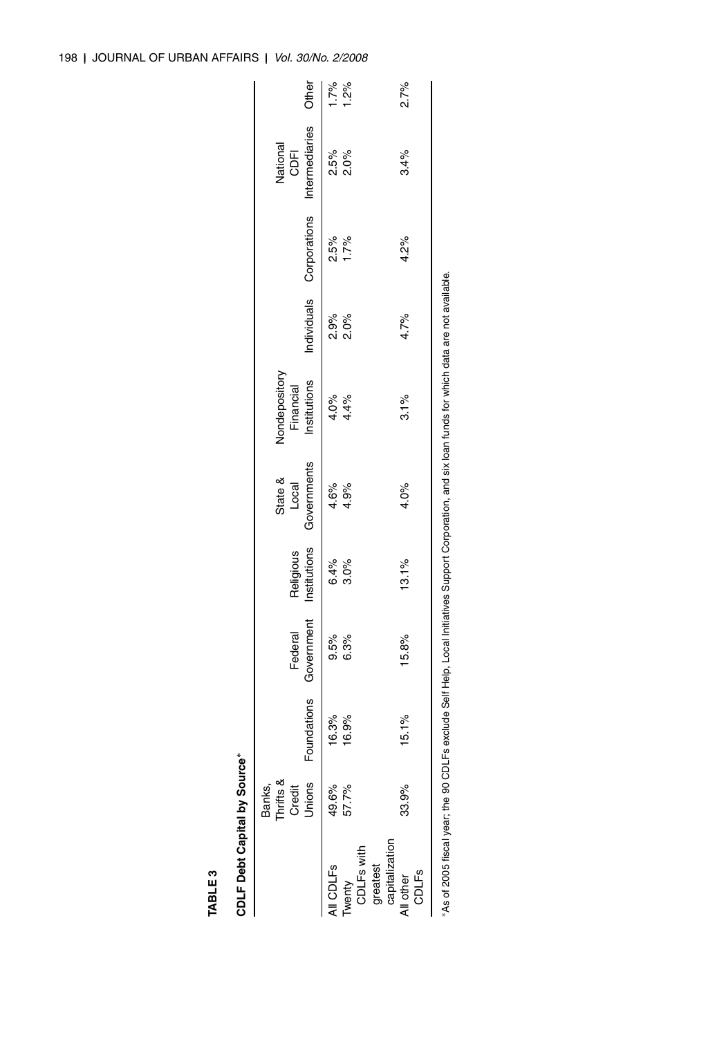**TABLE 3**

**CDLF Debt Capital by Source***

| | Banks, Thrifts & Credit Unions | Foundations | Federal Government | Religious Institutions | State & Local Governments | Nondepository Financial Institutions | Individuals | Corporations | National CDFI Intermediaries | Other |
|---|---|---|---|---|---|---|---|---|---|---|
| All CDLFs | 49.6% | 16.3% | 9.5% | 6.4% | 4.6% | 4.0% | 2.9% | 2.5% | 2.5% | 1.7% |
| Twenty CDLFs with greatest capitalization | 57.7% | 16.9% | 6.3% | 3.0% | 4.9% | 4.4% | 2.0% | 1.7% | 2.0% | 1.2% |
| All other CDLFs | 33.9% | 15.1% | 15.8% | 13.1% | 4.0% | 3.1% | 4.7% | 4.2% | 3.4% | 2.7% |

*As of 2005 fiscal year; the 90 CDLFs exclude Self Help, Local Initiatives Support Corporation, and six loan funds for which data are not available.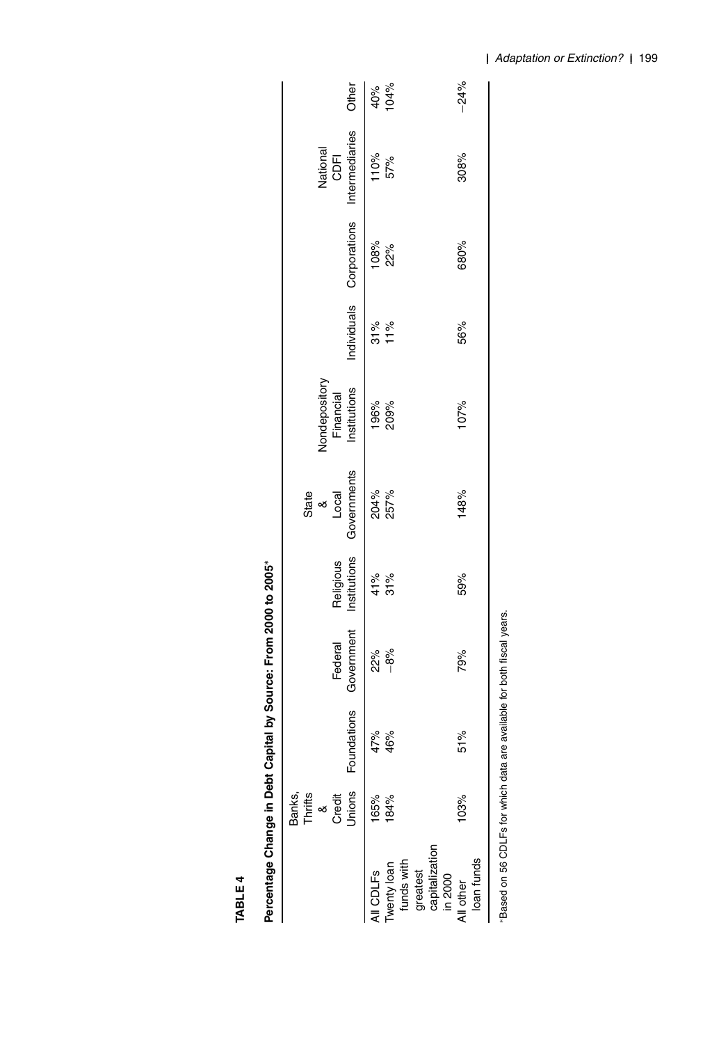**TABLE 4**

**Percentage Change in Debt Capital by Source: From 2000 to 2005***

| | Banks, Thrifts & Credit Unions | Foundations | Federal Government | Religious Institutions | State & Local Governments | Nondepository Financial Institutions | Individuals | Corporations | National CDFI Intermediaries | Other |
|---|---|---|---|---|---|---|---|---|---|---|
| All CDLFs | 165% | 47% | 22% | 41% | 204% | 196% | 31% | 108% | 110% | 40% |
| Twenty loan funds with greatest capitalization in 2000 | 184% | 46% | −8% | 31% | 257% | 209% | 11% | 22% | 57% | 104% |
| All other loan funds | 103% | 51% | 79% | 59% | 148% | 107% | 56% | 680% | 308% | −24% |

*Based on 56 CDLFs for which data are available for both fiscal years.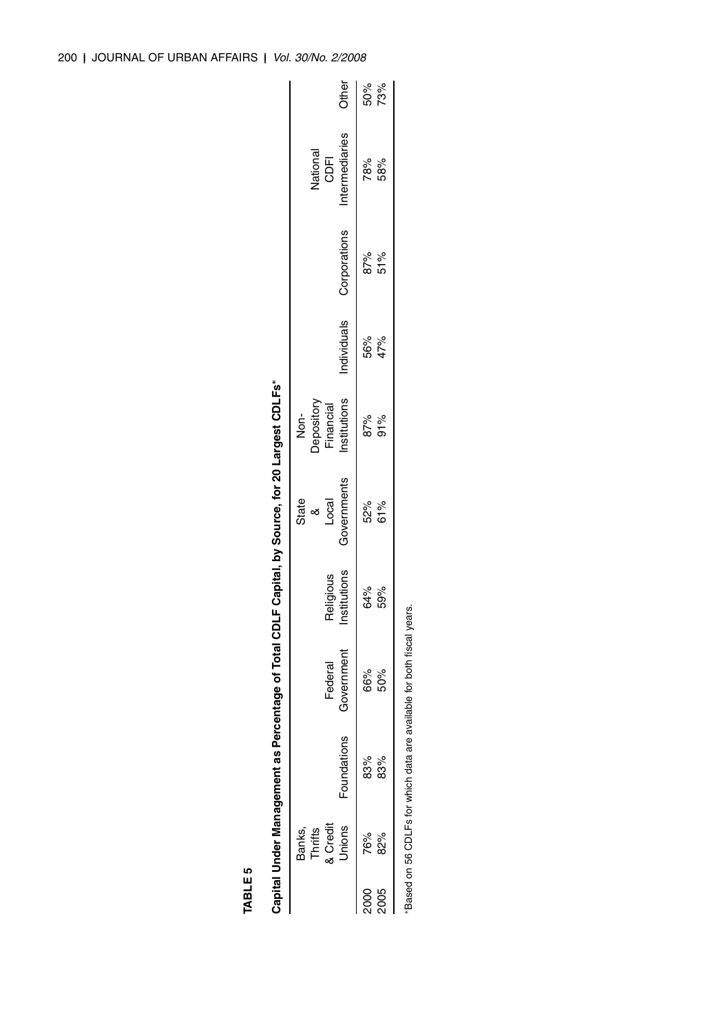**TABLE 5**

**Capital Under Management as Percentage of Total CDLF Capital, by Source, for 20 Largest CDLFs***

| | Banks, Thrifts & Credit Unions | Foundations | Federal Government | Religious Institutions | State & Local Governments | Non-Depository Financial Institutions | Individuals | Corporations | National CDFI Intermediaries | Other |
|---|---|---|---|---|---|---|---|---|---|---|
| 2000 | 76% | 83% | 66% | 64% | 52% | 87% | 56% | 87% | 78% | 50% |
| 2005 | 82% | 83% | 50% | 59% | 61% | 91% | 47% | 51% | 58% | 73% |

*Based on 56 CDLFs for which data are available for both fiscal years.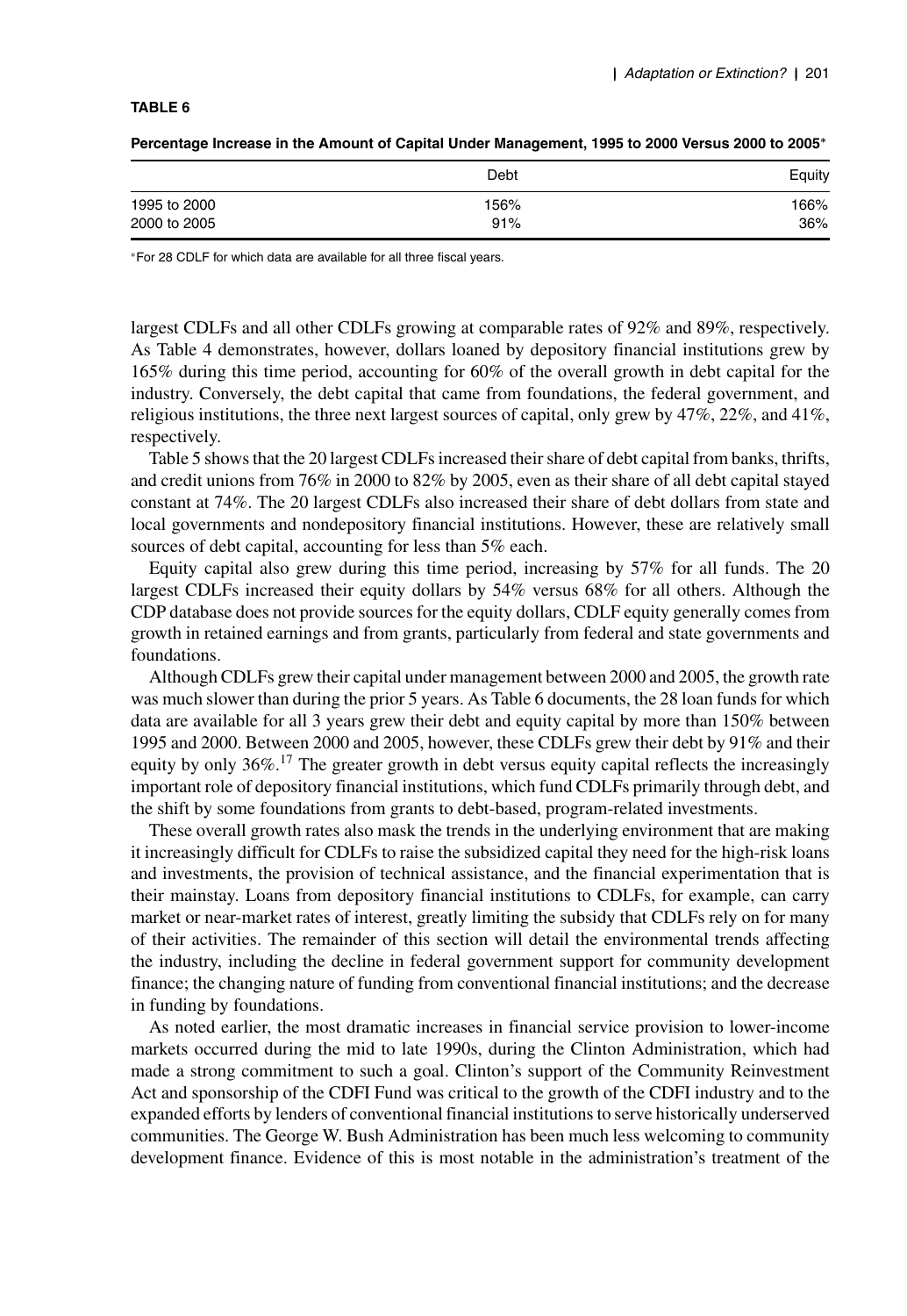**TABLE 6**

**Percentage Increase in the Amount of Capital Under Management, 1995 to 2000 Versus 2000 to 2005***

| | Debt | Equity |
|---|---|---|
| 1995 to 2000 | 156% | 166% |
| 2000 to 2005 | 91% | 36% |

*For 28 CDLF for which data are available for all three fiscal years.

largest CDLFs and all other CDLFs growing at comparable rates of 92% and 89%, respectively. As Table 4 demonstrates, however, dollars loaned by depository financial institutions grew by 165% during this time period, accounting for 60% of the overall growth in debt capital for the industry. Conversely, the debt capital that came from foundations, the federal government, and religious institutions, the three next largest sources of capital, only grew by 47%, 22%, and 41%, respectively.

Table 5 shows that the 20 largest CDLFs increased their share of debt capital from banks, thrifts, and credit unions from 76% in 2000 to 82% by 2005, even as their share of all debt capital stayed constant at 74%. The 20 largest CDLFs also increased their share of debt dollars from state and local governments and nondepository financial institutions. However, these are relatively small sources of debt capital, accounting for less than 5% each.

Equity capital also grew during this time period, increasing by 57% for all funds. The 20 largest CDLFs increased their equity dollars by 54% versus 68% for all others. Although the CDP database does not provide sources for the equity dollars, CDLF equity generally comes from growth in retained earnings and from grants, particularly from federal and state governments and foundations.

Although CDLFs grew their capital under management between 2000 and 2005, the growth rate was much slower than during the prior 5 years. As Table 6 documents, the 28 loan funds for which data are available for all 3 years grew their debt and equity capital by more than 150% between 1995 and 2000. Between 2000 and 2005, however, these CDLFs grew their debt by 91% and their equity by only 36%.[17] The greater growth in debt versus equity capital reflects the increasingly important role of depository financial institutions, which fund CDLFs primarily through debt, and the shift by some foundations from grants to debt-based, program-related investments.

These overall growth rates also mask the trends in the underlying environment that are making it increasingly difficult for CDLFs to raise the subsidized capital they need for the high-risk loans and investments, the provision of technical assistance, and the financial experimentation that is their mainstay. Loans from depository financial institutions to CDLFs, for example, can carry market or near-market rates of interest, greatly limiting the subsidy that CDLFs rely on for many of their activities. The remainder of this section will detail the environmental trends affecting the industry, including the decline in federal government support for community development finance; the changing nature of funding from conventional financial institutions; and the decrease in funding by foundations.

As noted earlier, the most dramatic increases in financial service provision to lower-income markets occurred during the mid to late 1990s, during the Clinton Administration, which had made a strong commitment to such a goal. Clinton's support of the Community Reinvestment Act and sponsorship of the CDFI Fund was critical to the growth of the CDFI industry and to the expanded efforts by lenders of conventional financial institutions to serve historically underserved communities. The George W. Bush Administration has been much less welcoming to community development finance. Evidence of this is most notable in the administration's treatment of the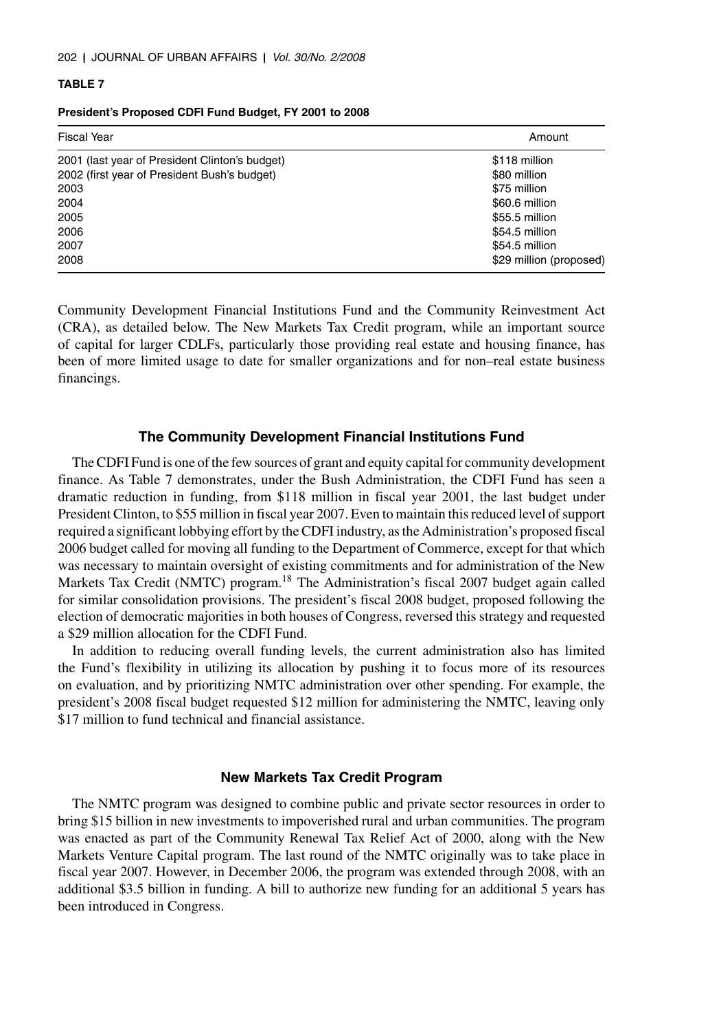**TABLE 7**

**President's Proposed CDFI Fund Budget, FY 2001 to 2008**

| Fiscal Year | Amount |
|---|---|
| 2001 (last year of President Clinton's budget) | \$118 million |
| 2002 (first year of President Bush's budget) | \$80 million |
| 2003 | \$75 million |
| 2004 | \$60.6 million |
| 2005 | \$55.5 million |
| 2006 | \$54.5 million |
| 2007 | \$54.5 million |
| 2008 | \$29 million (proposed) |

Community Development Financial Institutions Fund and the Community Reinvestment Act (CRA), as detailed below. The New Markets Tax Credit program, while an important source of capital for larger CDLFs, particularly those providing real estate and housing finance, has been of more limited usage to date for smaller organizations and for non–real estate business financings.

### The Community Development Financial Institutions Fund

The CDFI Fund is one of the few sources of grant and equity capital for community development finance. As Table 7 demonstrates, under the Bush Administration, the CDFI Fund has seen a dramatic reduction in funding, from \$118 million in fiscal year 2001, the last budget under President Clinton, to \$55 million in fiscal year 2007. Even to maintain this reduced level of support required a significant lobbying effort by the CDFI industry, as the Administration's proposed fiscal 2006 budget called for moving all funding to the Department of Commerce, except for that which was necessary to maintain oversight of existing commitments and for administration of the New Markets Tax Credit (NMTC) program.[18] The Administration's fiscal 2007 budget again called for similar consolidation provisions. The president's fiscal 2008 budget, proposed following the election of democratic majorities in both houses of Congress, reversed this strategy and requested a \$29 million allocation for the CDFI Fund.

In addition to reducing overall funding levels, the current administration also has limited the Fund's flexibility in utilizing its allocation by pushing it to focus more of its resources on evaluation, and by prioritizing NMTC administration over other spending. For example, the president's 2008 fiscal budget requested \$12 million for administering the NMTC, leaving only \$17 million to fund technical and financial assistance.

### New Markets Tax Credit Program

The NMTC program was designed to combine public and private sector resources in order to bring \$15 billion in new investments to impoverished rural and urban communities. The program was enacted as part of the Community Renewal Tax Relief Act of 2000, along with the New Markets Venture Capital program. The last round of the NMTC originally was to take place in fiscal year 2007. However, in December 2006, the program was extended through 2008, with an additional \$3.5 billion in funding. A bill to authorize new funding for an additional 5 years has been introduced in Congress.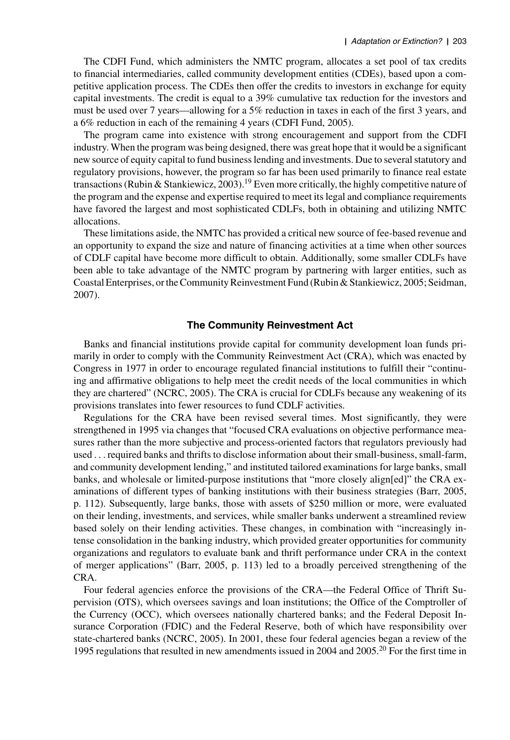The CDFI Fund, which administers the NMTC program, allocates a set pool of tax credits to financial intermediaries, called community development entities (CDEs), based upon a competitive application process. The CDEs then offer the credits to investors in exchange for equity capital investments. The credit is equal to a 39% cumulative tax reduction for the investors and must be used over 7 years—allowing for a 5% reduction in taxes in each of the first 3 years, and a 6% reduction in each of the remaining 4 years (CDFI Fund, 2005).

The program came into existence with strong encouragement and support from the CDFI industry. When the program was being designed, there was great hope that it would be a significant new source of equity capital to fund business lending and investments. Due to several statutory and regulatory provisions, however, the program so far has been used primarily to finance real estate transactions (Rubin & Stankiewicz, 2003).[19] Even more critically, the highly competitive nature of the program and the expense and expertise required to meet its legal and compliance requirements have favored the largest and most sophisticated CDLFs, both in obtaining and utilizing NMTC allocations.

These limitations aside, the NMTC has provided a critical new source of fee-based revenue and an opportunity to expand the size and nature of financing activities at a time when other sources of CDLF capital have become more difficult to obtain. Additionally, some smaller CDLFs have been able to take advantage of the NMTC program by partnering with larger entities, such as Coastal Enterprises, or the Community Reinvestment Fund (Rubin & Stankiewicz, 2005; Seidman, 2007).

### The Community Reinvestment Act

Banks and financial institutions provide capital for community development loan funds primarily in order to comply with the Community Reinvestment Act (CRA), which was enacted by Congress in 1977 in order to encourage regulated financial institutions to fulfill their "continuing and affirmative obligations to help meet the credit needs of the local communities in which they are chartered" (NCRC, 2005). The CRA is crucial for CDLFs because any weakening of its provisions translates into fewer resources to fund CDLF activities.

Regulations for the CRA have been revised several times. Most significantly, they were strengthened in 1995 via changes that "focused CRA evaluations on objective performance measures rather than the more subjective and process-oriented factors that regulators previously had used . . . required banks and thrifts to disclose information about their small-business, small-farm, and community development lending," and instituted tailored examinations for large banks, small banks, and wholesale or limited-purpose institutions that "more closely align[ed]" the CRA examinations of different types of banking institutions with their business strategies (Barr, 2005, p. 112). Subsequently, large banks, those with assets of $250 million or more, were evaluated on their lending, investments, and services, while smaller banks underwent a streamlined review based solely on their lending activities. These changes, in combination with "increasingly intense consolidation in the banking industry, which provided greater opportunities for community organizations and regulators to evaluate bank and thrift performance under CRA in the context of merger applications" (Barr, 2005, p. 113) led to a broadly perceived strengthening of the CRA.

Four federal agencies enforce the provisions of the CRA—the Federal Office of Thrift Supervision (OTS), which oversees savings and loan institutions; the Office of the Comptroller of the Currency (OCC), which oversees nationally chartered banks; and the Federal Deposit Insurance Corporation (FDIC) and the Federal Reserve, both of which have responsibility over state-chartered banks (NCRC, 2005). In 2001, these four federal agencies began a review of the 1995 regulations that resulted in new amendments issued in 2004 and 2005.[20] For the first time in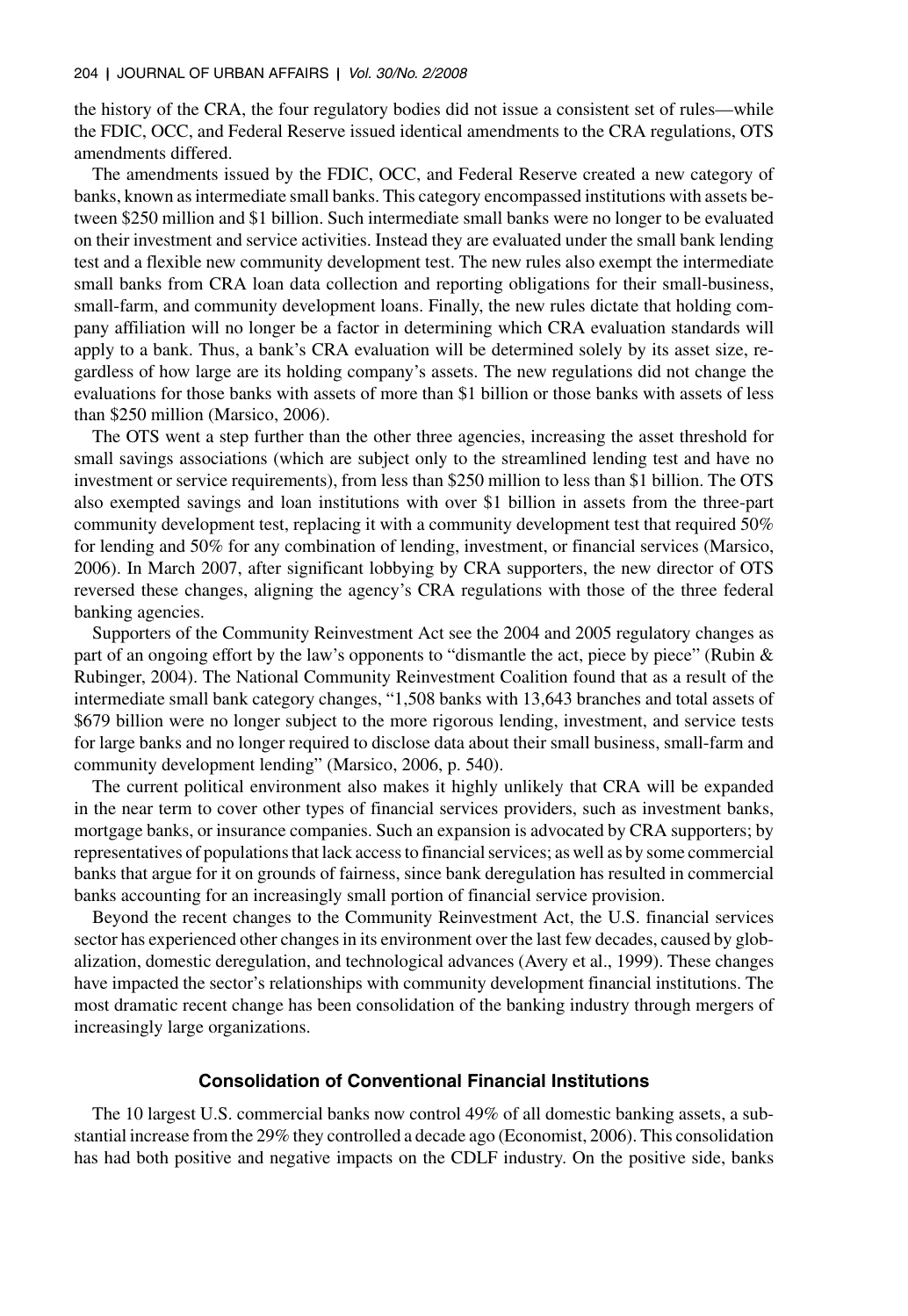the history of the CRA, the four regulatory bodies did not issue a consistent set of rules—while the FDIC, OCC, and Federal Reserve issued identical amendments to the CRA regulations, OTS amendments differed.

The amendments issued by the FDIC, OCC, and Federal Reserve created a new category of banks, known as intermediate small banks. This category encompassed institutions with assets between $250 million and $1 billion. Such intermediate small banks were no longer to be evaluated on their investment and service activities. Instead they are evaluated under the small bank lending test and a flexible new community development test. The new rules also exempt the intermediate small banks from CRA loan data collection and reporting obligations for their small-business, small-farm, and community development loans. Finally, the new rules dictate that holding company affiliation will no longer be a factor in determining which CRA evaluation standards will apply to a bank. Thus, a bank's CRA evaluation will be determined solely by its asset size, regardless of how large are its holding company's assets. The new regulations did not change the evaluations for those banks with assets of more than $1 billion or those banks with assets of less than $250 million (Marsico, 2006).

The OTS went a step further than the other three agencies, increasing the asset threshold for small savings associations (which are subject only to the streamlined lending test and have no investment or service requirements), from less than $250 million to less than $1 billion. The OTS also exempted savings and loan institutions with over $1 billion in assets from the three-part community development test, replacing it with a community development test that required 50% for lending and 50% for any combination of lending, investment, or financial services (Marsico, 2006). In March 2007, after significant lobbying by CRA supporters, the new director of OTS reversed these changes, aligning the agency's CRA regulations with those of the three federal banking agencies.

Supporters of the Community Reinvestment Act see the 2004 and 2005 regulatory changes as part of an ongoing effort by the law's opponents to "dismantle the act, piece by piece" (Rubin & Rubinger, 2004). The National Community Reinvestment Coalition found that as a result of the intermediate small bank category changes, "1,508 banks with 13,643 branches and total assets of $679 billion were no longer subject to the more rigorous lending, investment, and service tests for large banks and no longer required to disclose data about their small business, small-farm and community development lending" (Marsico, 2006, p. 540).

The current political environment also makes it highly unlikely that CRA will be expanded in the near term to cover other types of financial services providers, such as investment banks, mortgage banks, or insurance companies. Such an expansion is advocated by CRA supporters; by representatives of populations that lack access to financial services; as well as by some commercial banks that argue for it on grounds of fairness, since bank deregulation has resulted in commercial banks accounting for an increasingly small portion of financial service provision.

Beyond the recent changes to the Community Reinvestment Act, the U.S. financial services sector has experienced other changes in its environment over the last few decades, caused by globalization, domestic deregulation, and technological advances (Avery et al., 1999). These changes have impacted the sector's relationships with community development financial institutions. The most dramatic recent change has been consolidation of the banking industry through mergers of increasingly large organizations.

### Consolidation of Conventional Financial Institutions

The 10 largest U.S. commercial banks now control 49% of all domestic banking assets, a substantial increase from the 29% they controlled a decade ago (Economist, 2006). This consolidation has had both positive and negative impacts on the CDLF industry. On the positive side, banks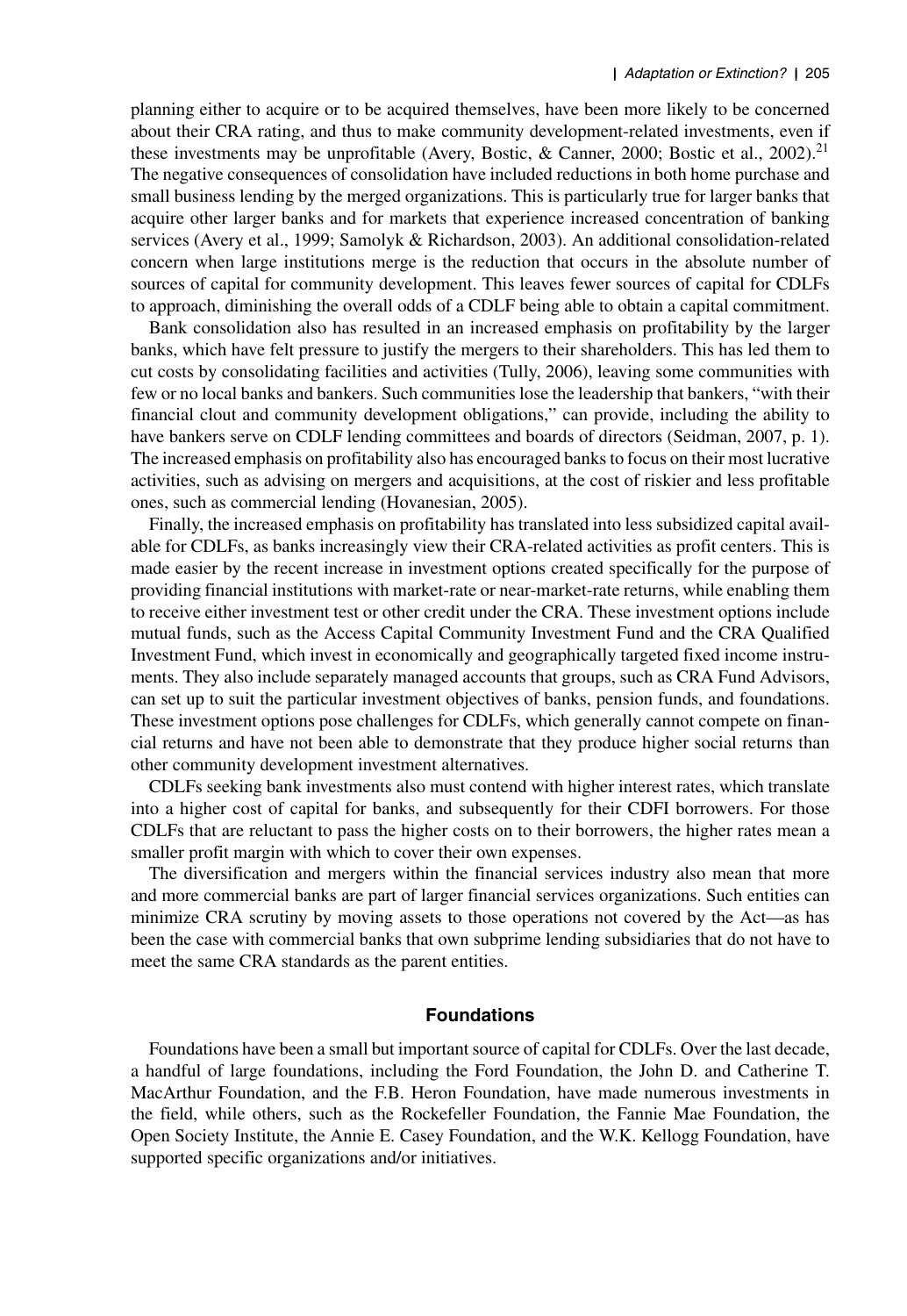planning either to acquire or to be acquired themselves, have been more likely to be concerned about their CRA rating, and thus to make community development-related investments, even if these investments may be unprofitable (Avery, Bostic, & Canner, 2000; Bostic et al., 2002).[21] The negative consequences of consolidation have included reductions in both home purchase and small business lending by the merged organizations. This is particularly true for larger banks that acquire other larger banks and for markets that experience increased concentration of banking services (Avery et al., 1999; Samolyk & Richardson, 2003). An additional consolidation-related concern when large institutions merge is the reduction that occurs in the absolute number of sources of capital for community development. This leaves fewer sources of capital for CDLFs to approach, diminishing the overall odds of a CDLF being able to obtain a capital commitment.

Bank consolidation also has resulted in an increased emphasis on profitability by the larger banks, which have felt pressure to justify the mergers to their shareholders. This has led them to cut costs by consolidating facilities and activities (Tully, 2006), leaving some communities with few or no local banks and bankers. Such communities lose the leadership that bankers, "with their financial clout and community development obligations," can provide, including the ability to have bankers serve on CDLF lending committees and boards of directors (Seidman, 2007, p. 1). The increased emphasis on profitability also has encouraged banks to focus on their most lucrative activities, such as advising on mergers and acquisitions, at the cost of riskier and less profitable ones, such as commercial lending (Hovanesian, 2005).

Finally, the increased emphasis on profitability has translated into less subsidized capital available for CDLFs, as banks increasingly view their CRA-related activities as profit centers. This is made easier by the recent increase in investment options created specifically for the purpose of providing financial institutions with market-rate or near-market-rate returns, while enabling them to receive either investment test or other credit under the CRA. These investment options include mutual funds, such as the Access Capital Community Investment Fund and the CRA Qualified Investment Fund, which invest in economically and geographically targeted fixed income instruments. They also include separately managed accounts that groups, such as CRA Fund Advisors, can set up to suit the particular investment objectives of banks, pension funds, and foundations. These investment options pose challenges for CDLFs, which generally cannot compete on financial returns and have not been able to demonstrate that they produce higher social returns than other community development investment alternatives.

CDLFs seeking bank investments also must contend with higher interest rates, which translate into a higher cost of capital for banks, and subsequently for their CDFI borrowers. For those CDLFs that are reluctant to pass the higher costs on to their borrowers, the higher rates mean a smaller profit margin with which to cover their own expenses.

The diversification and mergers within the financial services industry also mean that more and more commercial banks are part of larger financial services organizations. Such entities can minimize CRA scrutiny by moving assets to those operations not covered by the Act—as has been the case with commercial banks that own subprime lending subsidiaries that do not have to meet the same CRA standards as the parent entities.

### Foundations

Foundations have been a small but important source of capital for CDLFs. Over the last decade, a handful of large foundations, including the Ford Foundation, the John D. and Catherine T. MacArthur Foundation, and the F.B. Heron Foundation, have made numerous investments in the field, while others, such as the Rockefeller Foundation, the Fannie Mae Foundation, the Open Society Institute, the Annie E. Casey Foundation, and the W.K. Kellogg Foundation, have supported specific organizations and/or initiatives.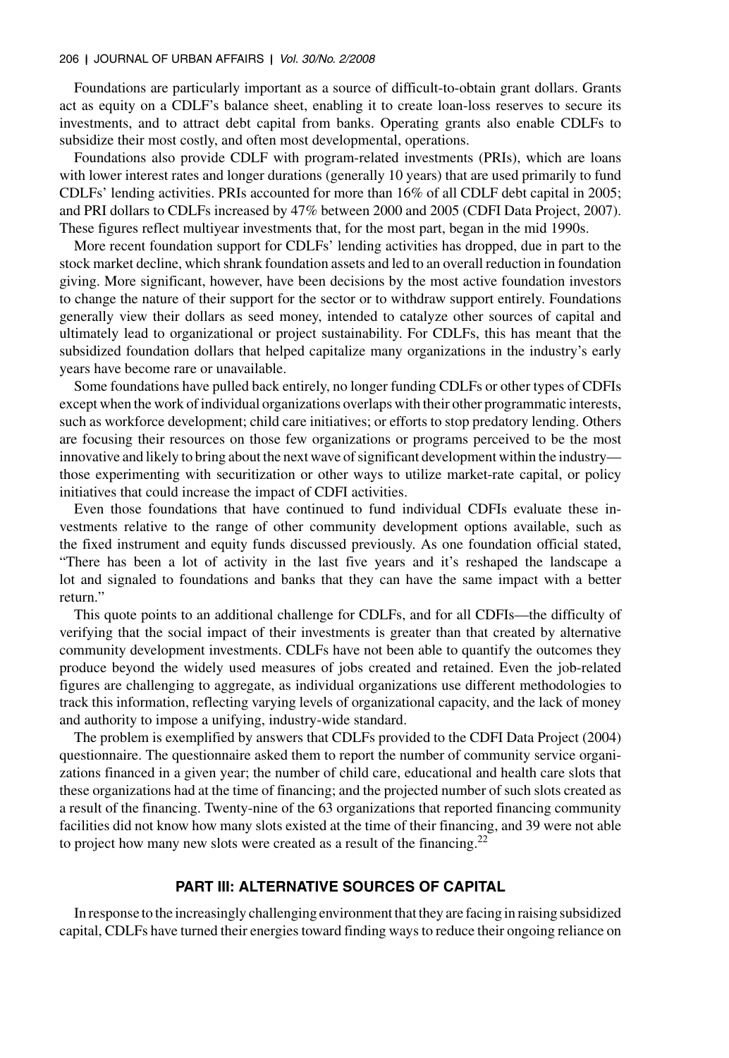Foundations are particularly important as a source of difficult-to-obtain grant dollars. Grants act as equity on a CDLF's balance sheet, enabling it to create loan-loss reserves to secure its investments, and to attract debt capital from banks. Operating grants also enable CDLFs to subsidize their most costly, and often most developmental, operations.

Foundations also provide CDLF with program-related investments (PRIs), which are loans with lower interest rates and longer durations (generally 10 years) that are used primarily to fund CDLFs' lending activities. PRIs accounted for more than 16% of all CDLF debt capital in 2005; and PRI dollars to CDLFs increased by 47% between 2000 and 2005 (CDFI Data Project, 2007). These figures reflect multiyear investments that, for the most part, began in the mid 1990s.

More recent foundation support for CDLFs' lending activities has dropped, due in part to the stock market decline, which shrank foundation assets and led to an overall reduction in foundation giving. More significant, however, have been decisions by the most active foundation investors to change the nature of their support for the sector or to withdraw support entirely. Foundations generally view their dollars as seed money, intended to catalyze other sources of capital and ultimately lead to organizational or project sustainability. For CDLFs, this has meant that the subsidized foundation dollars that helped capitalize many organizations in the industry's early years have become rare or unavailable.

Some foundations have pulled back entirely, no longer funding CDLFs or other types of CDFIs except when the work of individual organizations overlaps with their other programmatic interests, such as workforce development; child care initiatives; or efforts to stop predatory lending. Others are focusing their resources on those few organizations or programs perceived to be the most innovative and likely to bring about the next wave of significant development within the industry—those experimenting with securitization or other ways to utilize market-rate capital, or policy initiatives that could increase the impact of CDFI activities.

Even those foundations that have continued to fund individual CDFIs evaluate these investments relative to the range of other community development options available, such as the fixed instrument and equity funds discussed previously. As one foundation official stated, "There has been a lot of activity in the last five years and it's reshaped the landscape a lot and signaled to foundations and banks that they can have the same impact with a better return."

This quote points to an additional challenge for CDLFs, and for all CDFIs—the difficulty of verifying that the social impact of their investments is greater than that created by alternative community development investments. CDLFs have not been able to quantify the outcomes they produce beyond the widely used measures of jobs created and retained. Even the job-related figures are challenging to aggregate, as individual organizations use different methodologies to track this information, reflecting varying levels of organizational capacity, and the lack of money and authority to impose a unifying, industry-wide standard.

The problem is exemplified by answers that CDLFs provided to the CDFI Data Project (2004) questionnaire. The questionnaire asked them to report the number of community service organizations financed in a given year; the number of child care, educational and health care slots that these organizations had at the time of financing; and the projected number of such slots created as a result of the financing. Twenty-nine of the 63 organizations that reported financing community facilities did not know how many slots existed at the time of their financing, and 39 were not able to project how many new slots were created as a result of the financing.[22]

## PART III: ALTERNATIVE SOURCES OF CAPITAL

In response to the increasingly challenging environment that they are facing in raising subsidized capital, CDLFs have turned their energies toward finding ways to reduce their ongoing reliance on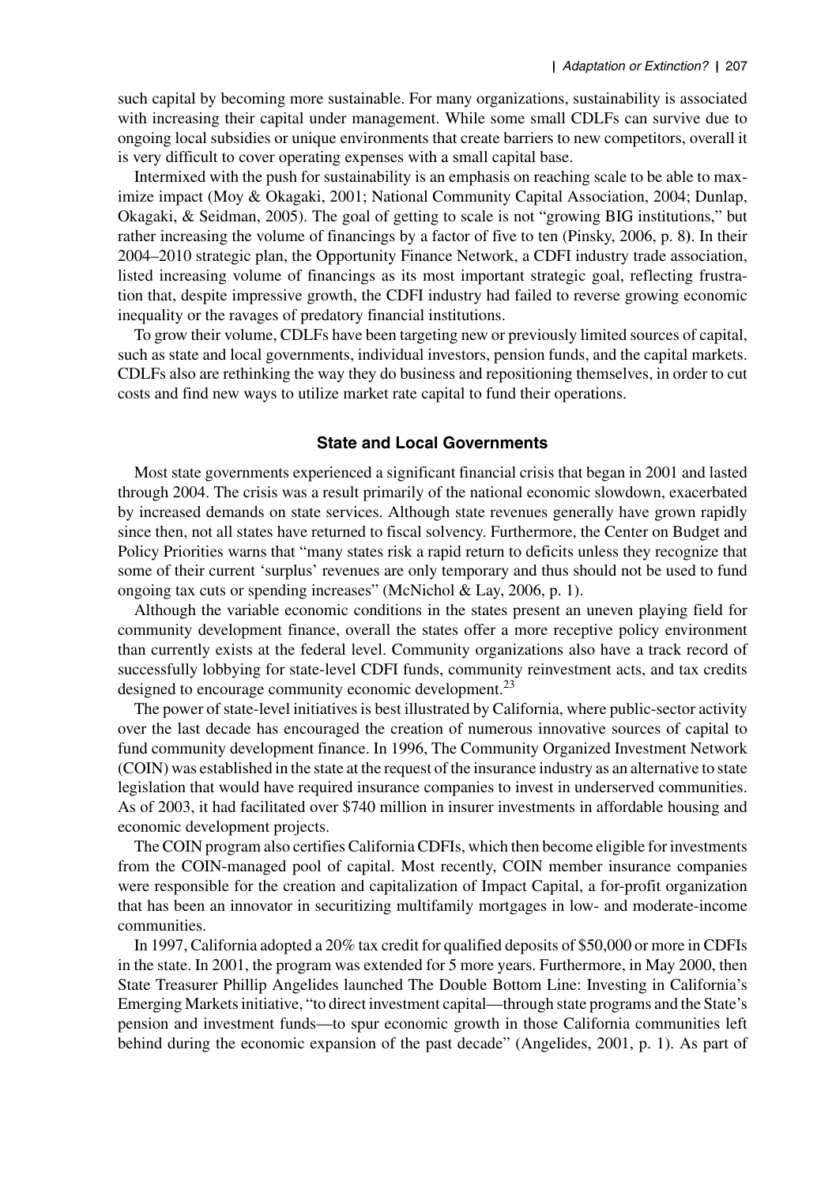such capital by becoming more sustainable. For many organizations, sustainability is associated with increasing their capital under management. While some small CDLFs can survive due to ongoing local subsidies or unique environments that create barriers to new competitors, overall it is very difficult to cover operating expenses with a small capital base.

Intermixed with the push for sustainability is an emphasis on reaching scale to be able to maximize impact (Moy & Okagaki, 2001; National Community Capital Association, 2004; Dunlap, Okagaki, & Seidman, 2005). The goal of getting to scale is not "growing BIG institutions," but rather increasing the volume of financings by a factor of five to ten (Pinsky, 2006, p. 8). In their 2004–2010 strategic plan, the Opportunity Finance Network, a CDFI industry trade association, listed increasing volume of financings as its most important strategic goal, reflecting frustration that, despite impressive growth, the CDFI industry had failed to reverse growing economic inequality or the ravages of predatory financial institutions.

To grow their volume, CDLFs have been targeting new or previously limited sources of capital, such as state and local governments, individual investors, pension funds, and the capital markets. CDLFs also are rethinking the way they do business and repositioning themselves, in order to cut costs and find new ways to utilize market rate capital to fund their operations.

### State and Local Governments

Most state governments experienced a significant financial crisis that began in 2001 and lasted through 2004. The crisis was a result primarily of the national economic slowdown, exacerbated by increased demands on state services. Although state revenues generally have grown rapidly since then, not all states have returned to fiscal solvency. Furthermore, the Center on Budget and Policy Priorities warns that "many states risk a rapid return to deficits unless they recognize that some of their current 'surplus' revenues are only temporary and thus should not be used to fund ongoing tax cuts or spending increases" (McNichol & Lay, 2006, p. 1).

Although the variable economic conditions in the states present an uneven playing field for community development finance, overall the states offer a more receptive policy environment than currently exists at the federal level. Community organizations also have a track record of successfully lobbying for state-level CDFI funds, community reinvestment acts, and tax credits designed to encourage community economic development.[23]

The power of state-level initiatives is best illustrated by California, where public-sector activity over the last decade has encouraged the creation of numerous innovative sources of capital to fund community development finance. In 1996, The Community Organized Investment Network (COIN) was established in the state at the request of the insurance industry as an alternative to state legislation that would have required insurance companies to invest in underserved communities. As of 2003, it had facilitated over $740 million in insurer investments in affordable housing and economic development projects.

The COIN program also certifies California CDFIs, which then become eligible for investments from the COIN-managed pool of capital. Most recently, COIN member insurance companies were responsible for the creation and capitalization of Impact Capital, a for-profit organization that has been an innovator in securitizing multifamily mortgages in low- and moderate-income communities.

In 1997, California adopted a 20% tax credit for qualified deposits of $50,000 or more in CDFIs in the state. In 2001, the program was extended for 5 more years. Furthermore, in May 2000, then State Treasurer Phillip Angelides launched The Double Bottom Line: Investing in California's Emerging Markets initiative, "to direct investment capital—through state programs and the State's pension and investment funds—to spur economic growth in those California communities left behind during the economic expansion of the past decade" (Angelides, 2001, p. 1). As part of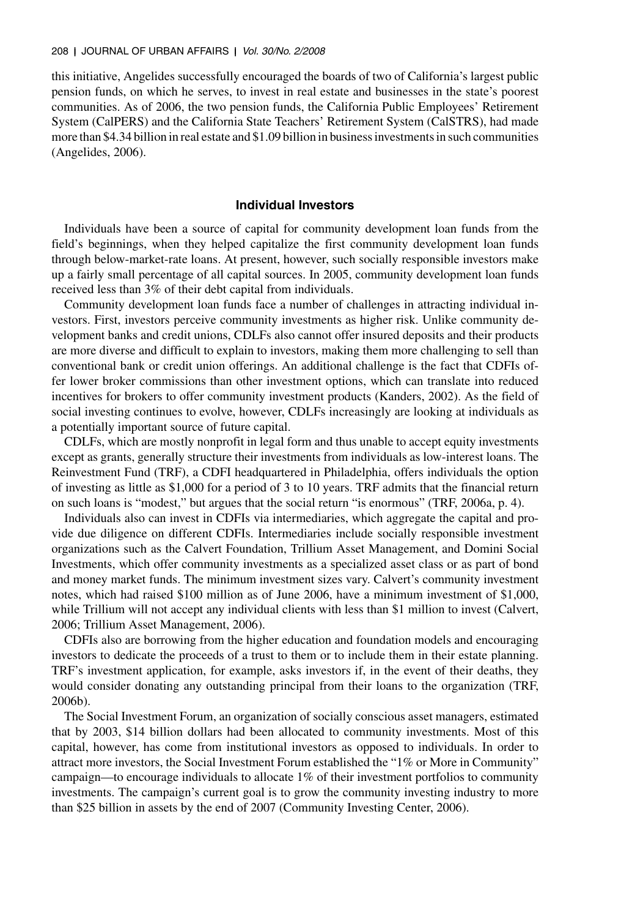this initiative, Angelides successfully encouraged the boards of two of California's largest public pension funds, on which he serves, to invest in real estate and businesses in the state's poorest communities. As of 2006, the two pension funds, the California Public Employees' Retirement System (CalPERS) and the California State Teachers' Retirement System (CalSTRS), had made more than $4.34 billion in real estate and $1.09 billion in business investments in such communities (Angelides, 2006).

### Individual Investors

Individuals have been a source of capital for community development loan funds from the field's beginnings, when they helped capitalize the first community development loan funds through below-market-rate loans. At present, however, such socially responsible investors make up a fairly small percentage of all capital sources. In 2005, community development loan funds received less than 3% of their debt capital from individuals.

Community development loan funds face a number of challenges in attracting individual investors. First, investors perceive community investments as higher risk. Unlike community development banks and credit unions, CDLFs also cannot offer insured deposits and their products are more diverse and difficult to explain to investors, making them more challenging to sell than conventional bank or credit union offerings. An additional challenge is the fact that CDFIs offer lower broker commissions than other investment options, which can translate into reduced incentives for brokers to offer community investment products (Kanders, 2002). As the field of social investing continues to evolve, however, CDLFs increasingly are looking at individuals as a potentially important source of future capital.

CDLFs, which are mostly nonprofit in legal form and thus unable to accept equity investments except as grants, generally structure their investments from individuals as low-interest loans. The Reinvestment Fund (TRF), a CDFI headquartered in Philadelphia, offers individuals the option of investing as little as $1,000 for a period of 3 to 10 years. TRF admits that the financial return on such loans is "modest," but argues that the social return "is enormous" (TRF, 2006a, p. 4).

Individuals also can invest in CDFIs via intermediaries, which aggregate the capital and provide due diligence on different CDFIs. Intermediaries include socially responsible investment organizations such as the Calvert Foundation, Trillium Asset Management, and Domini Social Investments, which offer community investments as a specialized asset class or as part of bond and money market funds. The minimum investment sizes vary. Calvert's community investment notes, which had raised $100 million as of June 2006, have a minimum investment of $1,000, while Trillium will not accept any individual clients with less than $1 million to invest (Calvert, 2006; Trillium Asset Management, 2006).

CDFIs also are borrowing from the higher education and foundation models and encouraging investors to dedicate the proceeds of a trust to them or to include them in their estate planning. TRF's investment application, for example, asks investors if, in the event of their deaths, they would consider donating any outstanding principal from their loans to the organization (TRF, 2006b).

The Social Investment Forum, an organization of socially conscious asset managers, estimated that by 2003, $14 billion dollars had been allocated to community investments. Most of this capital, however, has come from institutional investors as opposed to individuals. In order to attract more investors, the Social Investment Forum established the "1% or More in Community" campaign—to encourage individuals to allocate 1% of their investment portfolios to community investments. The campaign's current goal is to grow the community investing industry to more than $25 billion in assets by the end of 2007 (Community Investing Center, 2006).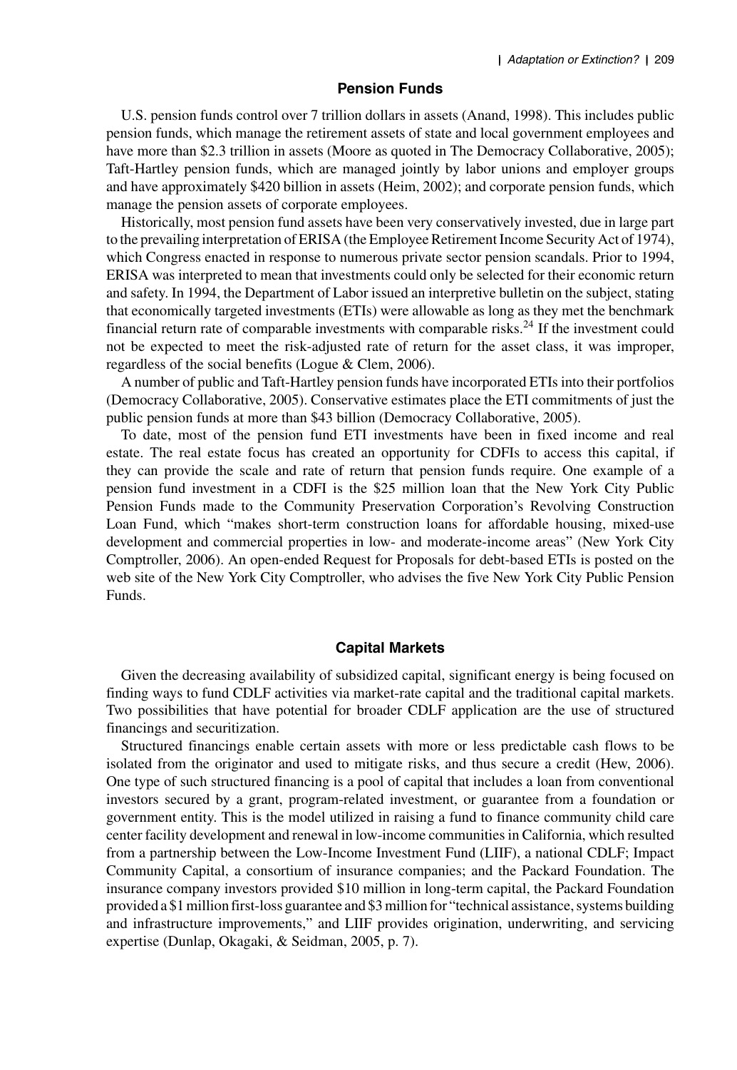### Pension Funds

U.S. pension funds control over 7 trillion dollars in assets (Anand, 1998). This includes public pension funds, which manage the retirement assets of state and local government employees and have more than $2.3 trillion in assets (Moore as quoted in The Democracy Collaborative, 2005); Taft-Hartley pension funds, which are managed jointly by labor unions and employer groups and have approximately $420 billion in assets (Heim, 2002); and corporate pension funds, which manage the pension assets of corporate employees.

Historically, most pension fund assets have been very conservatively invested, due in large part to the prevailing interpretation of ERISA (the Employee Retirement Income Security Act of 1974), which Congress enacted in response to numerous private sector pension scandals. Prior to 1994, ERISA was interpreted to mean that investments could only be selected for their economic return and safety. In 1994, the Department of Labor issued an interpretive bulletin on the subject, stating that economically targeted investments (ETIs) were allowable as long as they met the benchmark financial return rate of comparable investments with comparable risks.[24] If the investment could not be expected to meet the risk-adjusted rate of return for the asset class, it was improper, regardless of the social benefits (Logue & Clem, 2006).

A number of public and Taft-Hartley pension funds have incorporated ETIs into their portfolios (Democracy Collaborative, 2005). Conservative estimates place the ETI commitments of just the public pension funds at more than $43 billion (Democracy Collaborative, 2005).

To date, most of the pension fund ETI investments have been in fixed income and real estate. The real estate focus has created an opportunity for CDFIs to access this capital, if they can provide the scale and rate of return that pension funds require. One example of a pension fund investment in a CDFI is the $25 million loan that the New York City Public Pension Funds made to the Community Preservation Corporation's Revolving Construction Loan Fund, which "makes short-term construction loans for affordable housing, mixed-use development and commercial properties in low- and moderate-income areas" (New York City Comptroller, 2006). An open-ended Request for Proposals for debt-based ETIs is posted on the web site of the New York City Comptroller, who advises the five New York City Public Pension Funds.

### Capital Markets

Given the decreasing availability of subsidized capital, significant energy is being focused on finding ways to fund CDLF activities via market-rate capital and the traditional capital markets. Two possibilities that have potential for broader CDLF application are the use of structured financings and securitization.

Structured financings enable certain assets with more or less predictable cash flows to be isolated from the originator and used to mitigate risks, and thus secure a credit (Hew, 2006). One type of such structured financing is a pool of capital that includes a loan from conventional investors secured by a grant, program-related investment, or guarantee from a foundation or government entity. This is the model utilized in raising a fund to finance community child care center facility development and renewal in low-income communities in California, which resulted from a partnership between the Low-Income Investment Fund (LIIF), a national CDLF; Impact Community Capital, a consortium of insurance companies; and the Packard Foundation. The insurance company investors provided $10 million in long-term capital, the Packard Foundation provided a $1 million first-loss guarantee and $3 million for "technical assistance, systems building and infrastructure improvements," and LIIF provides origination, underwriting, and servicing expertise (Dunlap, Okagaki, & Seidman, 2005, p. 7).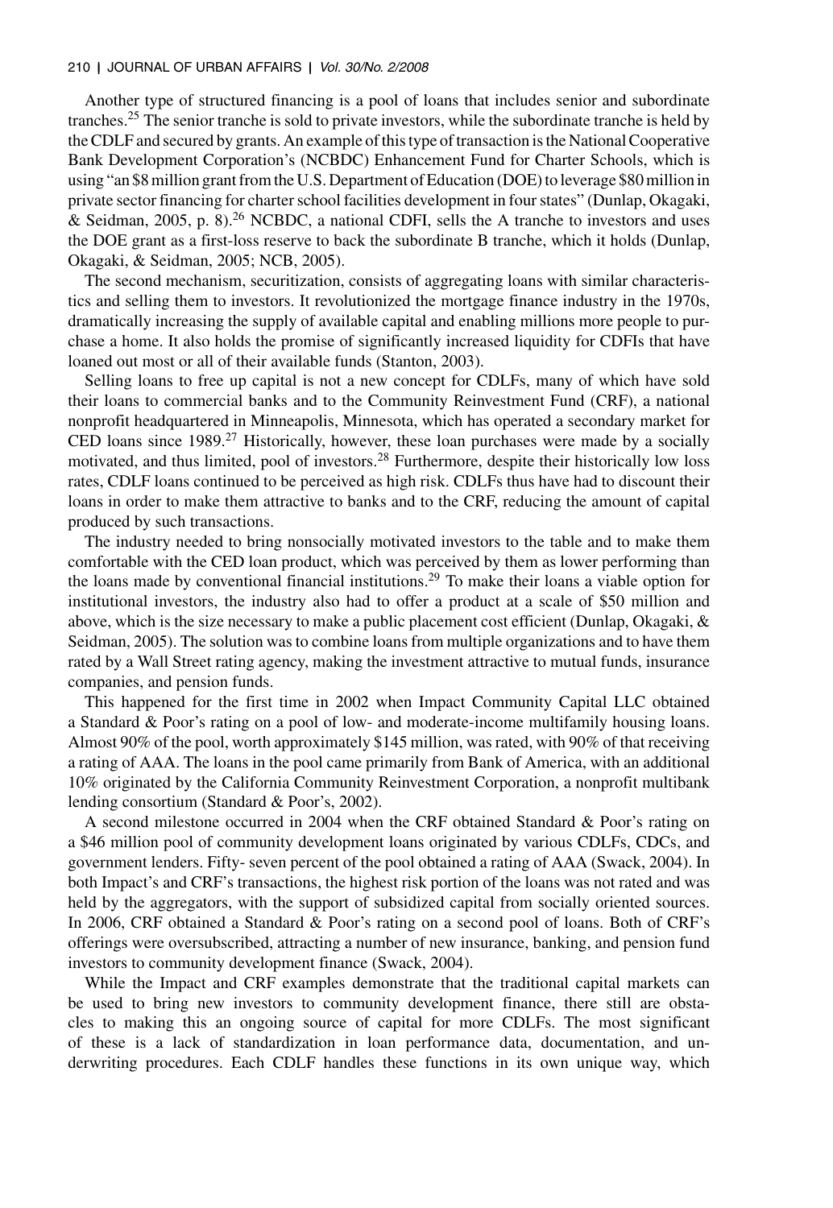Another type of structured financing is a pool of loans that includes senior and subordinate tranches.[25] The senior tranche is sold to private investors, while the subordinate tranche is held by the CDLF and secured by grants. An example of this type of transaction is the National Cooperative Bank Development Corporation's (NCBDC) Enhancement Fund for Charter Schools, which is using "an $8 million grant from the U.S. Department of Education (DOE) to leverage $80 million in private sector financing for charter school facilities development in four states" (Dunlap, Okagaki, & Seidman, 2005, p. 8).[26] NCBDC, a national CDFI, sells the A tranche to investors and uses the DOE grant as a first-loss reserve to back the subordinate B tranche, which it holds (Dunlap, Okagaki, & Seidman, 2005; NCB, 2005).

The second mechanism, securitization, consists of aggregating loans with similar characteristics and selling them to investors. It revolutionized the mortgage finance industry in the 1970s, dramatically increasing the supply of available capital and enabling millions more people to purchase a home. It also holds the promise of significantly increased liquidity for CDFIs that have loaned out most or all of their available funds (Stanton, 2003).

Selling loans to free up capital is not a new concept for CDLFs, many of which have sold their loans to commercial banks and to the Community Reinvestment Fund (CRF), a national nonprofit headquartered in Minneapolis, Minnesota, which has operated a secondary market for CED loans since 1989.[27] Historically, however, these loan purchases were made by a socially motivated, and thus limited, pool of investors.[28] Furthermore, despite their historically low loss rates, CDLF loans continued to be perceived as high risk. CDLFs thus have had to discount their loans in order to make them attractive to banks and to the CRF, reducing the amount of capital produced by such transactions.

The industry needed to bring nonsocially motivated investors to the table and to make them comfortable with the CED loan product, which was perceived by them as lower performing than the loans made by conventional financial institutions.[29] To make their loans a viable option for institutional investors, the industry also had to offer a product at a scale of $50 million and above, which is the size necessary to make a public placement cost efficient (Dunlap, Okagaki, & Seidman, 2005). The solution was to combine loans from multiple organizations and to have them rated by a Wall Street rating agency, making the investment attractive to mutual funds, insurance companies, and pension funds.

This happened for the first time in 2002 when Impact Community Capital LLC obtained a Standard & Poor's rating on a pool of low- and moderate-income multifamily housing loans. Almost 90% of the pool, worth approximately $145 million, was rated, with 90% of that receiving a rating of AAA. The loans in the pool came primarily from Bank of America, with an additional 10% originated by the California Community Reinvestment Corporation, a nonprofit multibank lending consortium (Standard & Poor's, 2002).

A second milestone occurred in 2004 when the CRF obtained Standard & Poor's rating on a $46 million pool of community development loans originated by various CDLFs, CDCs, and government lenders. Fifty- seven percent of the pool obtained a rating of AAA (Swack, 2004). In both Impact's and CRF's transactions, the highest risk portion of the loans was not rated and was held by the aggregators, with the support of subsidized capital from socially oriented sources. In 2006, CRF obtained a Standard & Poor's rating on a second pool of loans. Both of CRF's offerings were oversubscribed, attracting a number of new insurance, banking, and pension fund investors to community development finance (Swack, 2004).

While the Impact and CRF examples demonstrate that the traditional capital markets can be used to bring new investors to community development finance, there still are obstacles to making this an ongoing source of capital for more CDLFs. The most significant of these is a lack of standardization in loan performance data, documentation, and underwriting procedures. Each CDLF handles these functions in its own unique way, which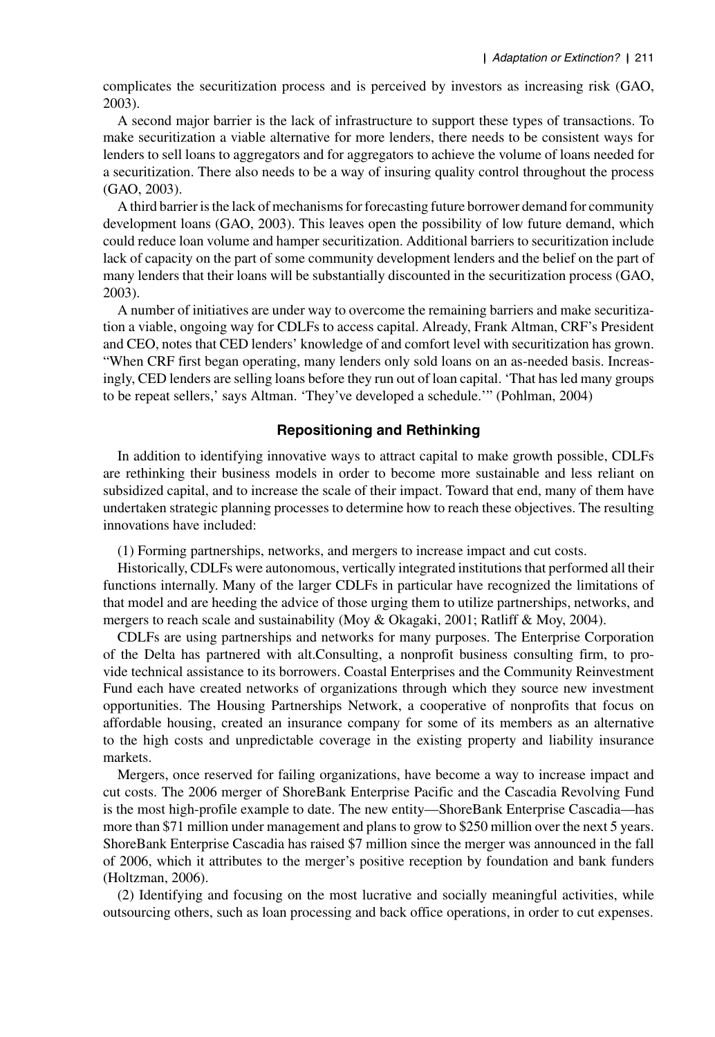complicates the securitization process and is perceived by investors as increasing risk (GAO, 2003).

A second major barrier is the lack of infrastructure to support these types of transactions. To make securitization a viable alternative for more lenders, there needs to be consistent ways for lenders to sell loans to aggregators and for aggregators to achieve the volume of loans needed for a securitization. There also needs to be a way of insuring quality control throughout the process (GAO, 2003).

A third barrier is the lack of mechanisms for forecasting future borrower demand for community development loans (GAO, 2003). This leaves open the possibility of low future demand, which could reduce loan volume and hamper securitization. Additional barriers to securitization include lack of capacity on the part of some community development lenders and the belief on the part of many lenders that their loans will be substantially discounted in the securitization process (GAO, 2003).

A number of initiatives are under way to overcome the remaining barriers and make securitization a viable, ongoing way for CDLFs to access capital. Already, Frank Altman, CRF's President and CEO, notes that CED lenders' knowledge of and comfort level with securitization has grown. "When CRF first began operating, many lenders only sold loans on an as-needed basis. Increasingly, CED lenders are selling loans before they run out of loan capital. 'That has led many groups to be repeat sellers,' says Altman. 'They've developed a schedule.'" (Pohlman, 2004)

### Repositioning and Rethinking

In addition to identifying innovative ways to attract capital to make growth possible, CDLFs are rethinking their business models in order to become more sustainable and less reliant on subsidized capital, and to increase the scale of their impact. Toward that end, many of them have undertaken strategic planning processes to determine how to reach these objectives. The resulting innovations have included:

(1) Forming partnerships, networks, and mergers to increase impact and cut costs.

Historically, CDLFs were autonomous, vertically integrated institutions that performed all their functions internally. Many of the larger CDLFs in particular have recognized the limitations of that model and are heeding the advice of those urging them to utilize partnerships, networks, and mergers to reach scale and sustainability (Moy & Okagaki, 2001; Ratliff & Moy, 2004).

CDLFs are using partnerships and networks for many purposes. The Enterprise Corporation of the Delta has partnered with alt.Consulting, a nonprofit business consulting firm, to provide technical assistance to its borrowers. Coastal Enterprises and the Community Reinvestment Fund each have created networks of organizations through which they source new investment opportunities. The Housing Partnerships Network, a cooperative of nonprofits that focus on affordable housing, created an insurance company for some of its members as an alternative to the high costs and unpredictable coverage in the existing property and liability insurance markets.

Mergers, once reserved for failing organizations, have become a way to increase impact and cut costs. The 2006 merger of ShoreBank Enterprise Pacific and the Cascadia Revolving Fund is the most high-profile example to date. The new entity—ShoreBank Enterprise Cascadia—has more than \$71 million under management and plans to grow to \$250 million over the next 5 years. ShoreBank Enterprise Cascadia has raised \$7 million since the merger was announced in the fall of 2006, which it attributes to the merger's positive reception by foundation and bank funders (Holtzman, 2006).

(2) Identifying and focusing on the most lucrative and socially meaningful activities, while outsourcing others, such as loan processing and back office operations, in order to cut expenses.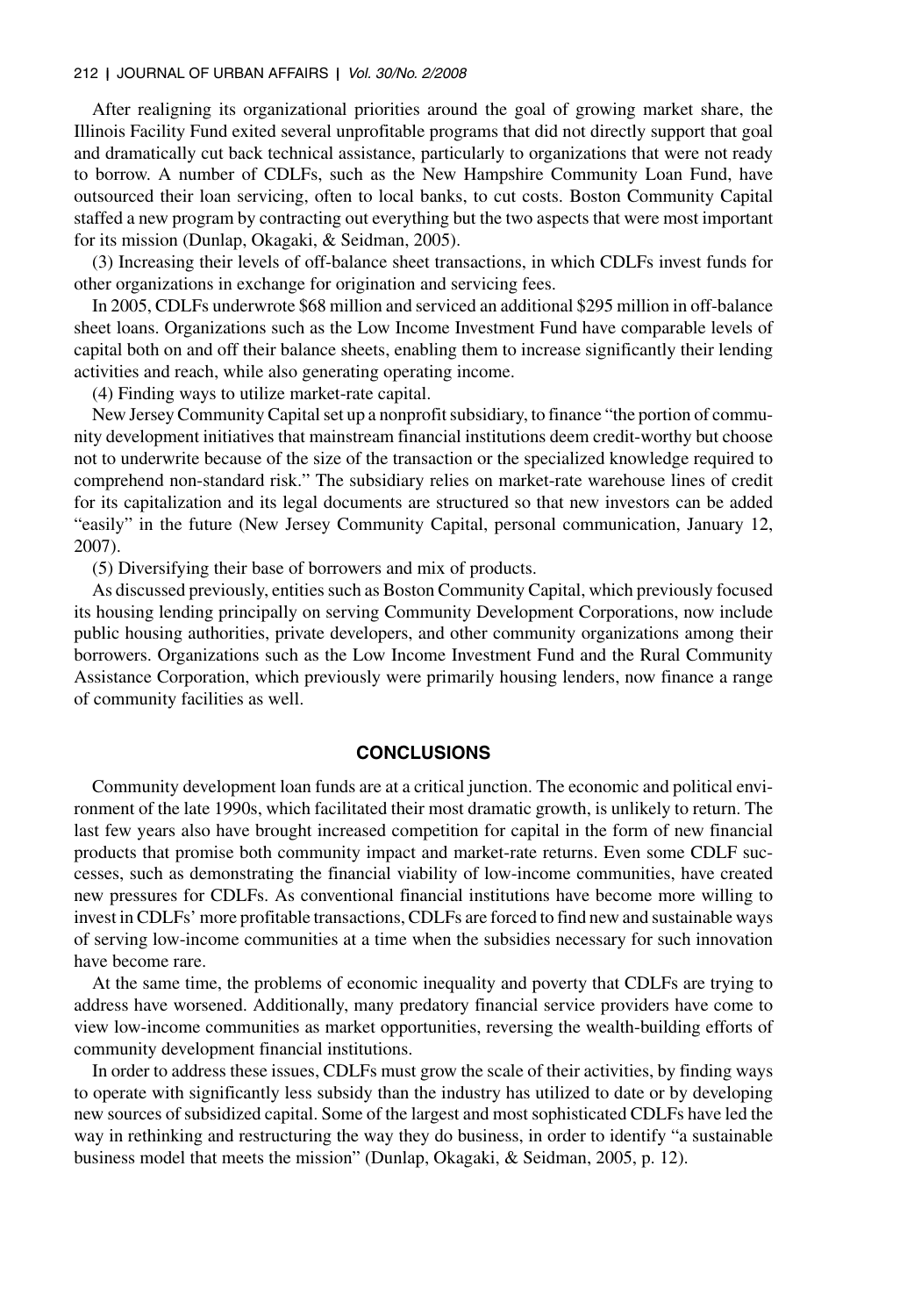After realigning its organizational priorities around the goal of growing market share, the Illinois Facility Fund exited several unprofitable programs that did not directly support that goal and dramatically cut back technical assistance, particularly to organizations that were not ready to borrow. A number of CDLFs, such as the New Hampshire Community Loan Fund, have outsourced their loan servicing, often to local banks, to cut costs. Boston Community Capital staffed a new program by contracting out everything but the two aspects that were most important for its mission (Dunlap, Okagaki, & Seidman, 2005).

(3) Increasing their levels of off-balance sheet transactions, in which CDLFs invest funds for other organizations in exchange for origination and servicing fees.

In 2005, CDLFs underwrote $68 million and serviced an additional $295 million in off-balance sheet loans. Organizations such as the Low Income Investment Fund have comparable levels of capital both on and off their balance sheets, enabling them to increase significantly their lending activities and reach, while also generating operating income.

(4) Finding ways to utilize market-rate capital.

New Jersey Community Capital set up a nonprofit subsidiary, to finance "the portion of community development initiatives that mainstream financial institutions deem credit-worthy but choose not to underwrite because of the size of the transaction or the specialized knowledge required to comprehend non-standard risk." The subsidiary relies on market-rate warehouse lines of credit for its capitalization and its legal documents are structured so that new investors can be added "easily" in the future (New Jersey Community Capital, personal communication, January 12, 2007).

(5) Diversifying their base of borrowers and mix of products.

As discussed previously, entities such as Boston Community Capital, which previously focused its housing lending principally on serving Community Development Corporations, now include public housing authorities, private developers, and other community organizations among their borrowers. Organizations such as the Low Income Investment Fund and the Rural Community Assistance Corporation, which previously were primarily housing lenders, now finance a range of community facilities as well.

## CONCLUSIONS

Community development loan funds are at a critical junction. The economic and political environment of the late 1990s, which facilitated their most dramatic growth, is unlikely to return. The last few years also have brought increased competition for capital in the form of new financial products that promise both community impact and market-rate returns. Even some CDLF successes, such as demonstrating the financial viability of low-income communities, have created new pressures for CDLFs. As conventional financial institutions have become more willing to invest in CDLFs' more profitable transactions, CDLFs are forced to find new and sustainable ways of serving low-income communities at a time when the subsidies necessary for such innovation have become rare.

At the same time, the problems of economic inequality and poverty that CDLFs are trying to address have worsened. Additionally, many predatory financial service providers have come to view low-income communities as market opportunities, reversing the wealth-building efforts of community development financial institutions.

In order to address these issues, CDLFs must grow the scale of their activities, by finding ways to operate with significantly less subsidy than the industry has utilized to date or by developing new sources of subsidized capital. Some of the largest and most sophisticated CDLFs have led the way in rethinking and restructuring the way they do business, in order to identify "a sustainable business model that meets the mission" (Dunlap, Okagaki, & Seidman, 2005, p. 12).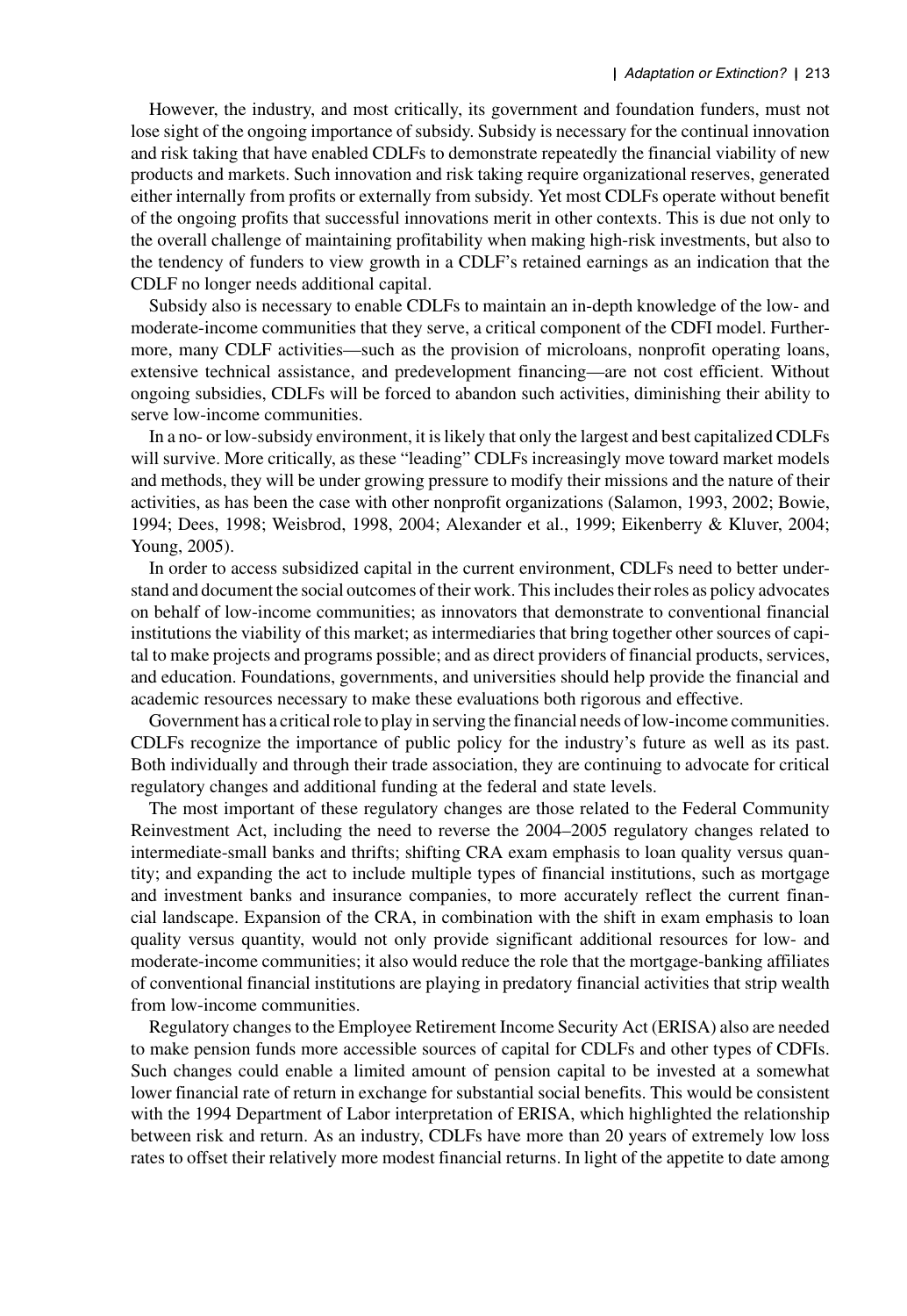However, the industry, and most critically, its government and foundation funders, must not lose sight of the ongoing importance of subsidy. Subsidy is necessary for the continual innovation and risk taking that have enabled CDLFs to demonstrate repeatedly the financial viability of new products and markets. Such innovation and risk taking require organizational reserves, generated either internally from profits or externally from subsidy. Yet most CDLFs operate without benefit of the ongoing profits that successful innovations merit in other contexts. This is due not only to the overall challenge of maintaining profitability when making high-risk investments, but also to the tendency of funders to view growth in a CDLF's retained earnings as an indication that the CDLF no longer needs additional capital.

Subsidy also is necessary to enable CDLFs to maintain an in-depth knowledge of the low- and moderate-income communities that they serve, a critical component of the CDFI model. Furthermore, many CDLF activities—such as the provision of microloans, nonprofit operating loans, extensive technical assistance, and predevelopment financing—are not cost efficient. Without ongoing subsidies, CDLFs will be forced to abandon such activities, diminishing their ability to serve low-income communities.

In a no- or low-subsidy environment, it is likely that only the largest and best capitalized CDLFs will survive. More critically, as these "leading" CDLFs increasingly move toward market models and methods, they will be under growing pressure to modify their missions and the nature of their activities, as has been the case with other nonprofit organizations (Salamon, 1993, 2002; Bowie, 1994; Dees, 1998; Weisbrod, 1998, 2004; Alexander et al., 1999; Eikenberry & Kluver, 2004; Young, 2005).

In order to access subsidized capital in the current environment, CDLFs need to better understand and document the social outcomes of their work. This includes their roles as policy advocates on behalf of low-income communities; as innovators that demonstrate to conventional financial institutions the viability of this market; as intermediaries that bring together other sources of capital to make projects and programs possible; and as direct providers of financial products, services, and education. Foundations, governments, and universities should help provide the financial and academic resources necessary to make these evaluations both rigorous and effective.

Government has a critical role to play in serving the financial needs of low-income communities. CDLFs recognize the importance of public policy for the industry's future as well as its past. Both individually and through their trade association, they are continuing to advocate for critical regulatory changes and additional funding at the federal and state levels.

The most important of these regulatory changes are those related to the Federal Community Reinvestment Act, including the need to reverse the 2004–2005 regulatory changes related to intermediate-small banks and thrifts; shifting CRA exam emphasis to loan quality versus quantity; and expanding the act to include multiple types of financial institutions, such as mortgage and investment banks and insurance companies, to more accurately reflect the current financial landscape. Expansion of the CRA, in combination with the shift in exam emphasis to loan quality versus quantity, would not only provide significant additional resources for low- and moderate-income communities; it also would reduce the role that the mortgage-banking affiliates of conventional financial institutions are playing in predatory financial activities that strip wealth from low-income communities.

Regulatory changes to the Employee Retirement Income Security Act (ERISA) also are needed to make pension funds more accessible sources of capital for CDLFs and other types of CDFIs. Such changes could enable a limited amount of pension capital to be invested at a somewhat lower financial rate of return in exchange for substantial social benefits. This would be consistent with the 1994 Department of Labor interpretation of ERISA, which highlighted the relationship between risk and return. As an industry, CDLFs have more than 20 years of extremely low loss rates to offset their relatively more modest financial returns. In light of the appetite to date among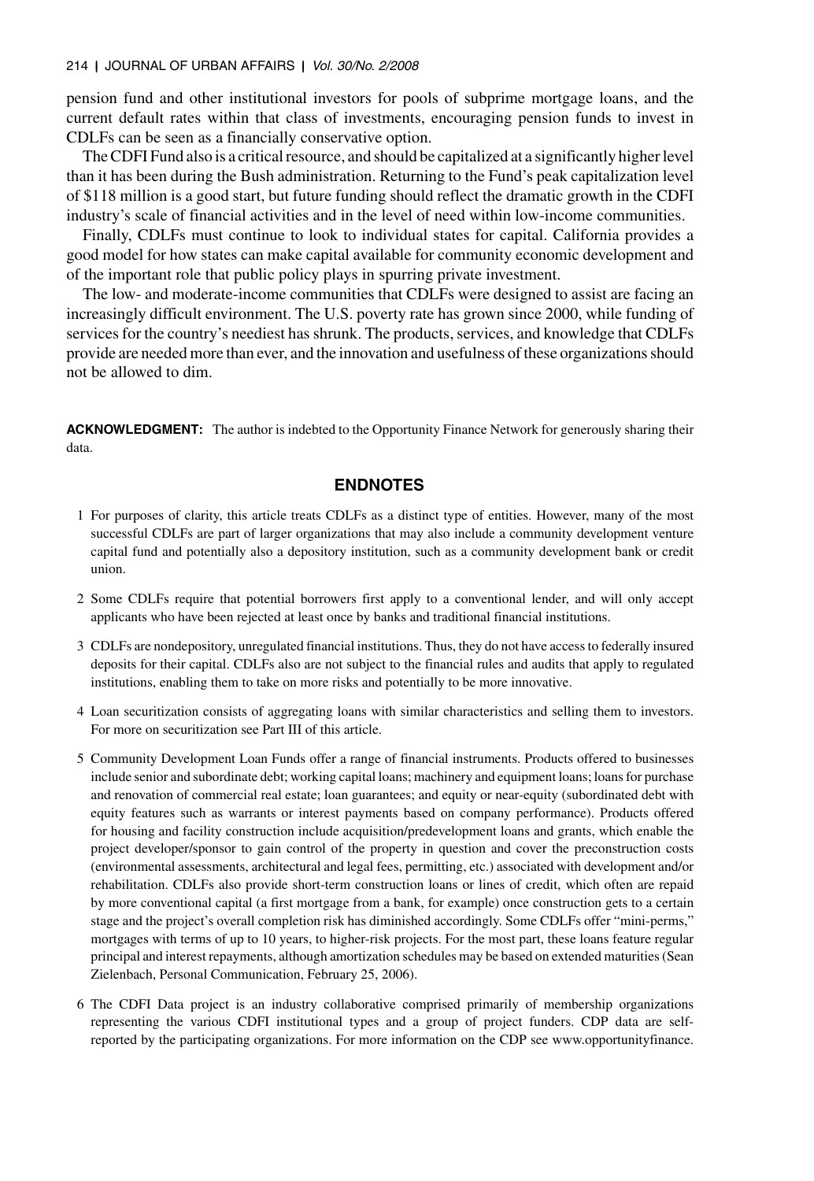pension fund and other institutional investors for pools of subprime mortgage loans, and the current default rates within that class of investments, encouraging pension funds to invest in CDLFs can be seen as a financially conservative option.

The CDFI Fund also is a critical resource, and should be capitalized at a significantly higher level than it has been during the Bush administration. Returning to the Fund's peak capitalization level of $118 million is a good start, but future funding should reflect the dramatic growth in the CDFI industry's scale of financial activities and in the level of need within low-income communities.

Finally, CDLFs must continue to look to individual states for capital. California provides a good model for how states can make capital available for community economic development and of the important role that public policy plays in spurring private investment.

The low- and moderate-income communities that CDLFs were designed to assist are facing an increasingly difficult environment. The U.S. poverty rate has grown since 2000, while funding of services for the country's neediest has shrunk. The products, services, and knowledge that CDLFs provide are needed more than ever, and the innovation and usefulness of these organizations should not be allowed to dim.

**ACKNOWLEDGMENT:** The author is indebted to the Opportunity Finance Network for generously sharing their data.

## ENDNOTES

1 For purposes of clarity, this article treats CDLFs as a distinct type of entities. However, many of the most successful CDLFs are part of larger organizations that may also include a community development venture capital fund and potentially also a depository institution, such as a community development bank or credit union.

2 Some CDLFs require that potential borrowers first apply to a conventional lender, and will only accept applicants who have been rejected at least once by banks and traditional financial institutions.

3 CDLFs are nondepository, unregulated financial institutions. Thus, they do not have access to federally insured deposits for their capital. CDLFs also are not subject to the financial rules and audits that apply to regulated institutions, enabling them to take on more risks and potentially to be more innovative.

4 Loan securitization consists of aggregating loans with similar characteristics and selling them to investors. For more on securitization see Part III of this article.

5 Community Development Loan Funds offer a range of financial instruments. Products offered to businesses include senior and subordinate debt; working capital loans; machinery and equipment loans; loans for purchase and renovation of commercial real estate; loan guarantees; and equity or near-equity (subordinated debt with equity features such as warrants or interest payments based on company performance). Products offered for housing and facility construction include acquisition/predevelopment loans and grants, which enable the project developer/sponsor to gain control of the property in question and cover the preconstruction costs (environmental assessments, architectural and legal fees, permitting, etc.) associated with development and/or rehabilitation. CDLFs also provide short-term construction loans or lines of credit, which often are repaid by more conventional capital (a first mortgage from a bank, for example) once construction gets to a certain stage and the project's overall completion risk has diminished accordingly. Some CDLFs offer "mini-perms," mortgages with terms of up to 10 years, to higher-risk projects. For the most part, these loans feature regular principal and interest repayments, although amortization schedules may be based on extended maturities (Sean Zielenbach, Personal Communication, February 25, 2006).

6 The CDFI Data project is an industry collaborative comprised primarily of membership organizations representing the various CDFI institutional types and a group of project funders. CDP data are self-reported by the participating organizations. For more information on the CDP see www.opportunityfinance.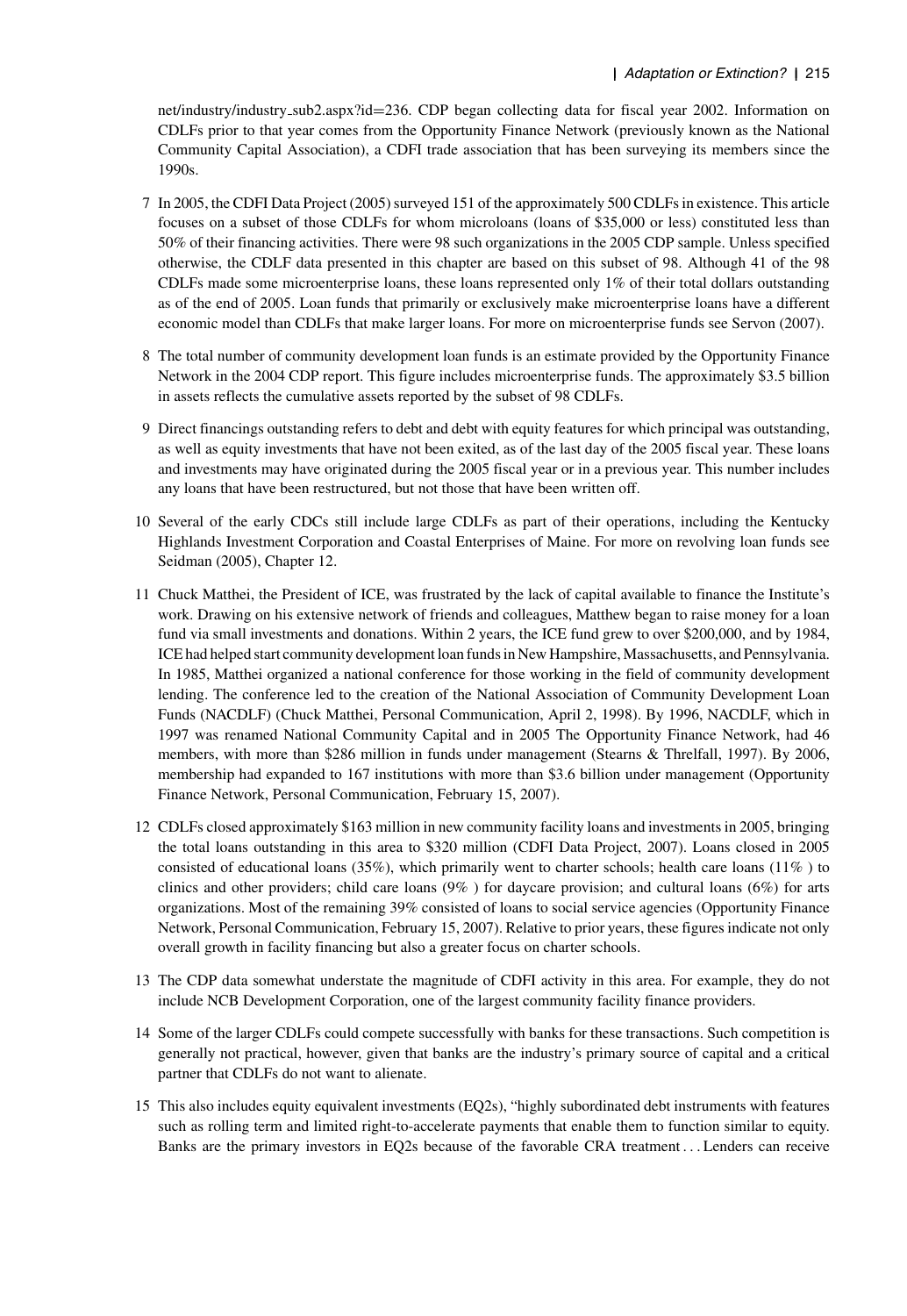net/industry/industry_sub2.aspx?id=236. CDP began collecting data for fiscal year 2002. Information on CDLFs prior to that year comes from the Opportunity Finance Network (previously known as the National Community Capital Association), a CDFI trade association that has been surveying its members since the 1990s.

7 In 2005, the CDFI Data Project (2005) surveyed 151 of the approximately 500 CDLFs in existence. This article focuses on a subset of those CDLFs for whom microloans (loans of $35,000 or less) constituted less than 50% of their financing activities. There were 98 such organizations in the 2005 CDP sample. Unless specified otherwise, the CDLF data presented in this chapter are based on this subset of 98. Although 41 of the 98 CDLFs made some microenterprise loans, these loans represented only 1% of their total dollars outstanding as of the end of 2005. Loan funds that primarily or exclusively make microenterprise loans have a different economic model than CDLFs that make larger loans. For more on microenterprise funds see Servon (2007).

8 The total number of community development loan funds is an estimate provided by the Opportunity Finance Network in the 2004 CDP report. This figure includes microenterprise funds. The approximately $3.5 billion in assets reflects the cumulative assets reported by the subset of 98 CDLFs.

9 Direct financings outstanding refers to debt and debt with equity features for which principal was outstanding, as well as equity investments that have not been exited, as of the last day of the 2005 fiscal year. These loans and investments may have originated during the 2005 fiscal year or in a previous year. This number includes any loans that have been restructured, but not those that have been written off.

10 Several of the early CDCs still include large CDLFs as part of their operations, including the Kentucky Highlands Investment Corporation and Coastal Enterprises of Maine. For more on revolving loan funds see Seidman (2005), Chapter 12.

11 Chuck Matthei, the President of ICE, was frustrated by the lack of capital available to finance the Institute's work. Drawing on his extensive network of friends and colleagues, Matthew began to raise money for a loan fund via small investments and donations. Within 2 years, the ICE fund grew to over $200,000, and by 1984, ICE had helped start community development loan funds in New Hampshire, Massachusetts, and Pennsylvania. In 1985, Matthei organized a national conference for those working in the field of community development lending. The conference led to the creation of the National Association of Community Development Loan Funds (NACDLF) (Chuck Matthei, Personal Communication, April 2, 1998). By 1996, NACDLF, which in 1997 was renamed National Community Capital and in 2005 The Opportunity Finance Network, had 46 members, with more than $286 million in funds under management (Stearns & Threlfall, 1997). By 2006, membership had expanded to 167 institutions with more than $3.6 billion under management (Opportunity Finance Network, Personal Communication, February 15, 2007).

12 CDLFs closed approximately $163 million in new community facility loans and investments in 2005, bringing the total loans outstanding in this area to $320 million (CDFI Data Project, 2007). Loans closed in 2005 consisted of educational loans (35%), which primarily went to charter schools; health care loans (11% ) to clinics and other providers; child care loans (9% ) for daycare provision; and cultural loans (6%) for arts organizations. Most of the remaining 39% consisted of loans to social service agencies (Opportunity Finance Network, Personal Communication, February 15, 2007). Relative to prior years, these figures indicate not only overall growth in facility financing but also a greater focus on charter schools.

13 The CDP data somewhat understate the magnitude of CDFI activity in this area. For example, they do not include NCB Development Corporation, one of the largest community facility finance providers.

14 Some of the larger CDLFs could compete successfully with banks for these transactions. Such competition is generally not practical, however, given that banks are the industry's primary source of capital and a critical partner that CDLFs do not want to alienate.

15 This also includes equity equivalent investments (EQ2s), "highly subordinated debt instruments with features such as rolling term and limited right-to-accelerate payments that enable them to function similar to equity. Banks are the primary investors in EQ2s because of the favorable CRA treatment . . . Lenders can receive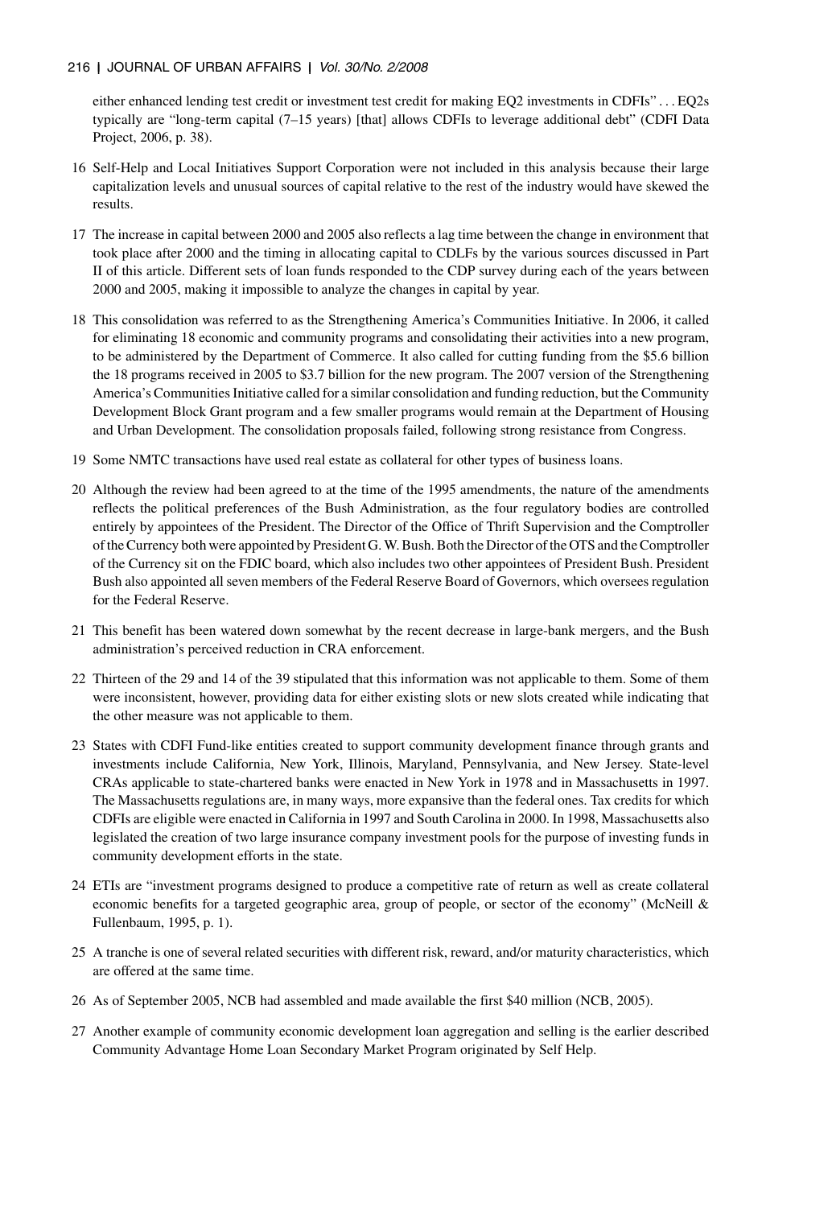either enhanced lending test credit or investment test credit for making EQ2 investments in CDFIs" . . . EQ2s typically are "long-term capital (7–15 years) [that] allows CDFIs to leverage additional debt" (CDFI Data Project, 2006, p. 38).

16 Self-Help and Local Initiatives Support Corporation were not included in this analysis because their large capitalization levels and unusual sources of capital relative to the rest of the industry would have skewed the results.

17 The increase in capital between 2000 and 2005 also reflects a lag time between the change in environment that took place after 2000 and the timing in allocating capital to CDLFs by the various sources discussed in Part II of this article. Different sets of loan funds responded to the CDP survey during each of the years between 2000 and 2005, making it impossible to analyze the changes in capital by year.

18 This consolidation was referred to as the Strengthening America's Communities Initiative. In 2006, it called for eliminating 18 economic and community programs and consolidating their activities into a new program, to be administered by the Department of Commerce. It also called for cutting funding from the $5.6 billion the 18 programs received in 2005 to $3.7 billion for the new program. The 2007 version of the Strengthening America's Communities Initiative called for a similar consolidation and funding reduction, but the Community Development Block Grant program and a few smaller programs would remain at the Department of Housing and Urban Development. The consolidation proposals failed, following strong resistance from Congress.

19 Some NMTC transactions have used real estate as collateral for other types of business loans.

20 Although the review had been agreed to at the time of the 1995 amendments, the nature of the amendments reflects the political preferences of the Bush Administration, as the four regulatory bodies are controlled entirely by appointees of the President. The Director of the Office of Thrift Supervision and the Comptroller of the Currency both were appointed by President G. W. Bush. Both the Director of the OTS and the Comptroller of the Currency sit on the FDIC board, which also includes two other appointees of President Bush. President Bush also appointed all seven members of the Federal Reserve Board of Governors, which oversees regulation for the Federal Reserve.

21 This benefit has been watered down somewhat by the recent decrease in large-bank mergers, and the Bush administration's perceived reduction in CRA enforcement.

22 Thirteen of the 29 and 14 of the 39 stipulated that this information was not applicable to them. Some of them were inconsistent, however, providing data for either existing slots or new slots created while indicating that the other measure was not applicable to them.

23 States with CDFI Fund-like entities created to support community development finance through grants and investments include California, New York, Illinois, Maryland, Pennsylvania, and New Jersey. State-level CRAs applicable to state-chartered banks were enacted in New York in 1978 and in Massachusetts in 1997. The Massachusetts regulations are, in many ways, more expansive than the federal ones. Tax credits for which CDFIs are eligible were enacted in California in 1997 and South Carolina in 2000. In 1998, Massachusetts also legislated the creation of two large insurance company investment pools for the purpose of investing funds in community development efforts in the state.

24 ETIs are "investment programs designed to produce a competitive rate of return as well as create collateral economic benefits for a targeted geographic area, group of people, or sector of the economy" (McNeill & Fullenbaum, 1995, p. 1).

25 A tranche is one of several related securities with different risk, reward, and/or maturity characteristics, which are offered at the same time.

26 As of September 2005, NCB had assembled and made available the first $40 million (NCB, 2005).

27 Another example of community economic development loan aggregation and selling is the earlier described Community Advantage Home Loan Secondary Market Program originated by Self Help.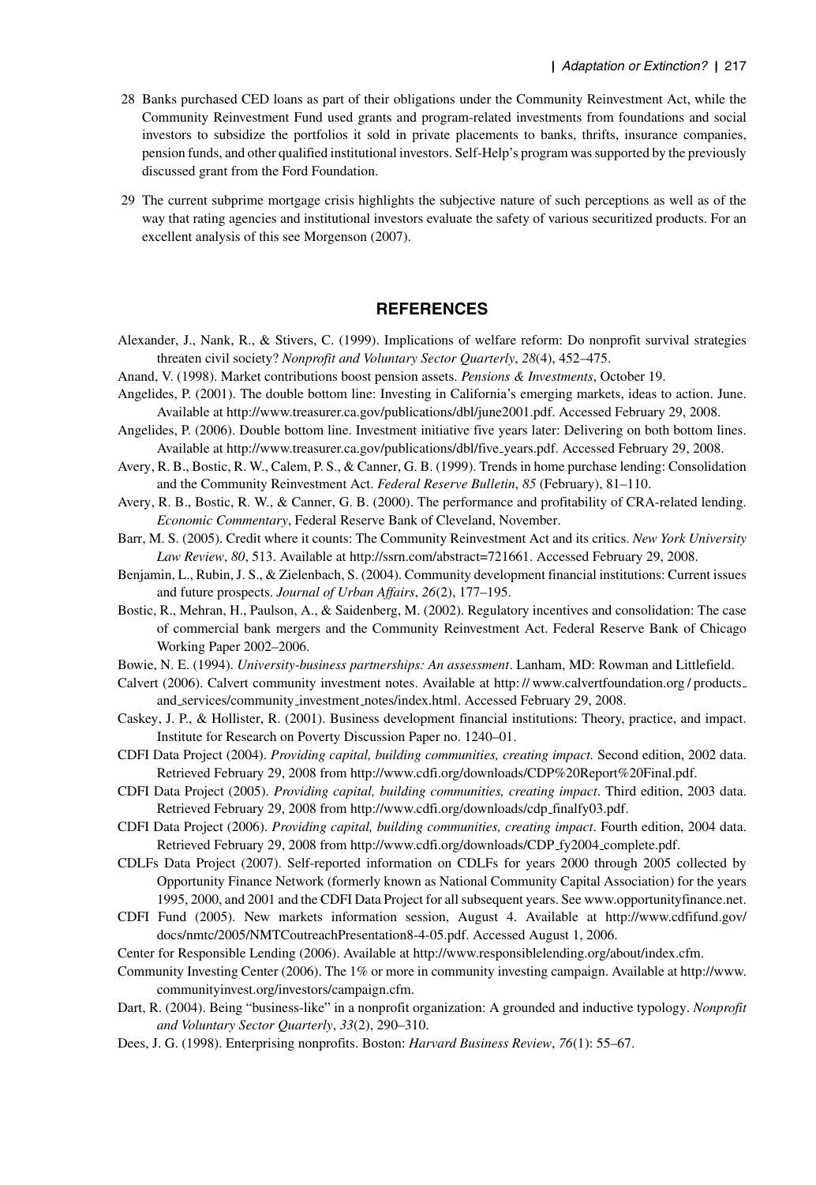28 Banks purchased CED loans as part of their obligations under the Community Reinvestment Act, while the Community Reinvestment Fund used grants and program-related investments from foundations and social investors to subsidize the portfolios it sold in private placements to banks, thrifts, insurance companies, pension funds, and other qualified institutional investors. Self-Help's program was supported by the previously discussed grant from the Ford Foundation.

29 The current subprime mortgage crisis highlights the subjective nature of such perceptions as well as of the way that rating agencies and institutional investors evaluate the safety of various securitized products. For an excellent analysis of this see Morgenson (2007).

## REFERENCES

Alexander, J., Nank, R., & Stivers, C. (1999). Implications of welfare reform: Do nonprofit survival strategies threaten civil society? *Nonprofit and Voluntary Sector Quarterly*, *28*(4), 452–475.

Anand, V. (1998). Market contributions boost pension assets. *Pensions & Investments*, October 19.

Angelides, P. (2001). The double bottom line: Investing in California's emerging markets, ideas to action. June. Available at http://www.treasurer.ca.gov/publications/dbl/june2001.pdf. Accessed February 29, 2008.

Angelides, P. (2006). Double bottom line. Investment initiative five years later: Delivering on both bottom lines. Available at http://www.treasurer.ca.gov/publications/dbl/five_years.pdf. Accessed February 29, 2008.

Avery, R. B., Bostic, R. W., Calem, P. S., & Canner, G. B. (1999). Trends in home purchase lending: Consolidation and the Community Reinvestment Act. *Federal Reserve Bulletin*, *85* (February), 81–110.

Avery, R. B., Bostic, R. W., & Canner, G. B. (2000). The performance and profitability of CRA-related lending. *Economic Commentary*, Federal Reserve Bank of Cleveland, November.

Barr, M. S. (2005). Credit where it counts: The Community Reinvestment Act and its critics. *New York University Law Review*, *80*, 513. Available at http://ssrn.com/abstract=721661. Accessed February 29, 2008.

Benjamin, L., Rubin, J. S., & Zielenbach, S. (2004). Community development financial institutions: Current issues and future prospects. *Journal of Urban Affairs*, *26*(2), 177–195.

Bostic, R., Mehran, H., Paulson, A., & Saidenberg, M. (2002). Regulatory incentives and consolidation: The case of commercial bank mergers and the Community Reinvestment Act. Federal Reserve Bank of Chicago Working Paper 2002–2006.

Bowie, N. E. (1994). *University-business partnerships: An assessment*. Lanham, MD: Rowman and Littlefield.

Calvert (2006). Calvert community investment notes. Available at http://www.calvertfoundation.org/products_and_services/community_investment_notes/index.html. Accessed February 29, 2008.

Caskey, J. P., & Hollister, R. (2001). Business development financial institutions: Theory, practice, and impact. Institute for Research on Poverty Discussion Paper no. 1240–01.

CDFI Data Project (2004). *Providing capital, building communities, creating impact.* Second edition, 2002 data. Retrieved February 29, 2008 from http://www.cdfi.org/downloads/CDP%20Report%20Final.pdf.

CDFI Data Project (2005). *Providing capital, building communities, creating impact*. Third edition, 2003 data. Retrieved February 29, 2008 from http://www.cdfi.org/downloads/cdp_finalfy03.pdf.

CDFI Data Project (2006). *Providing capital, building communities, creating impact*. Fourth edition, 2004 data. Retrieved February 29, 2008 from http://www.cdfi.org/downloads/CDP_fy2004_complete.pdf.

CDLFs Data Project (2007). Self-reported information on CDLFs for years 2000 through 2005 collected by Opportunity Finance Network (formerly known as National Community Capital Association) for the years 1995, 2000, and 2001 and the CDFI Data Project for all subsequent years. See www.opportunityfinance.net.

CDFI Fund (2005). New markets information session, August 4. Available at http://www.cdfifund.gov/docs/nmtc/2005/NMTCoutreachPresentation8-4-05.pdf. Accessed August 1, 2006.

Center for Responsible Lending (2006). Available at http://www.responsiblelending.org/about/index.cfm.

Community Investing Center (2006). The 1% or more in community investing campaign. Available at http://www.communityinvest.org/investors/campaign.cfm.

Dart, R. (2004). Being "business-like" in a nonprofit organization: A grounded and inductive typology. *Nonprofit and Voluntary Sector Quarterly*, *33*(2), 290–310.

Dees, J. G. (1998). Enterprising nonprofits. Boston: *Harvard Business Review*, *76*(1): 55–67.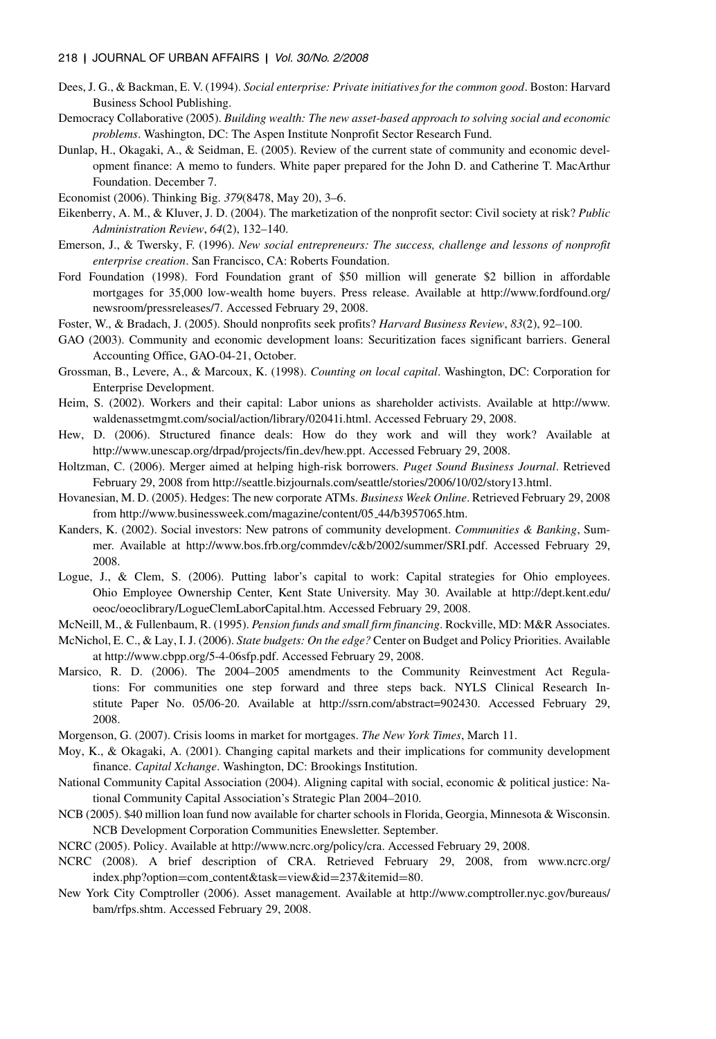Dees, J. G., & Backman, E. V. (1994). *Social enterprise: Private initiatives for the common good*. Boston: Harvard Business School Publishing.

Democracy Collaborative (2005). *Building wealth: The new asset-based approach to solving social and economic problems*. Washington, DC: The Aspen Institute Nonprofit Sector Research Fund.

Dunlap, H., Okagaki, A., & Seidman, E. (2005). Review of the current state of community and economic development finance: A memo to funders. White paper prepared for the John D. and Catherine T. MacArthur Foundation. December 7.

Economist (2006). Thinking Big. *379*(8478, May 20), 3–6.

Eikenberry, A. M., & Kluver, J. D. (2004). The marketization of the nonprofit sector: Civil society at risk? *Public Administration Review*, *64*(2), 132–140.

Emerson, J., & Twersky, F. (1996). *New social entrepreneurs: The success, challenge and lessons of nonprofit enterprise creation*. San Francisco, CA: Roberts Foundation.

Ford Foundation (1998). Ford Foundation grant of $50 million will generate $2 billion in affordable mortgages for 35,000 low-wealth home buyers. Press release. Available at http://www.fordfound.org/newsroom/pressreleases/7. Accessed February 29, 2008.

Foster, W., & Bradach, J. (2005). Should nonprofits seek profits? *Harvard Business Review*, *83*(2), 92–100.

GAO (2003). Community and economic development loans: Securitization faces significant barriers. General Accounting Office, GAO-04-21, October.

Grossman, B., Levere, A., & Marcoux, K. (1998). *Counting on local capital*. Washington, DC: Corporation for Enterprise Development.

Heim, S. (2002). Workers and their capital: Labor unions as shareholder activists. Available at http://www.waldenassetmgmt.com/social/action/library/02041i.html. Accessed February 29, 2008.

Hew, D. (2006). Structured finance deals: How do they work and will they work? Available at http://www.unescap.org/drpad/projects/fin_dev/hew.ppt. Accessed February 29, 2008.

Holtzman, C. (2006). Merger aimed at helping high-risk borrowers. *Puget Sound Business Journal*. Retrieved February 29, 2008 from http://seattle.bizjournals.com/seattle/stories/2006/10/02/story13.html.

Hovanesian, M. D. (2005). Hedges: The new corporate ATMs. *Business Week Online*. Retrieved February 29, 2008 from http://www.businessweek.com/magazine/content/05_44/b3957065.htm.

Kanders, K. (2002). Social investors: New patrons of community development. *Communities & Banking*, Summer. Available at http://www.bos.frb.org/commdev/c&b/2002/summer/SRI.pdf. Accessed February 29, 2008.

Logue, J., & Clem, S. (2006). Putting labor's capital to work: Capital strategies for Ohio employees. Ohio Employee Ownership Center, Kent State University. May 30. Available at http://dept.kent.edu/oeoc/oeoclibrary/LogueClemLaborCapital.htm. Accessed February 29, 2008.

McNeill, M., & Fullenbaum, R. (1995). *Pension funds and small firm financing*. Rockville, MD: M&R Associates.

McNichol, E. C., & Lay, I. J. (2006). *State budgets: On the edge?* Center on Budget and Policy Priorities. Available at http://www.cbpp.org/5-4-06sfp.pdf. Accessed February 29, 2008.

Marsico, R. D. (2006). The 2004–2005 amendments to the Community Reinvestment Act Regulations: For communities one step forward and three steps back. NYLS Clinical Research Institute Paper No. 05/06-20. Available at http://ssrn.com/abstract=902430. Accessed February 29, 2008.

Morgenson, G. (2007). Crisis looms in market for mortgages. *The New York Times*, March 11.

Moy, K., & Okagaki, A. (2001). Changing capital markets and their implications for community development finance. *Capital Xchange*. Washington, DC: Brookings Institution.

National Community Capital Association (2004). Aligning capital with social, economic & political justice: National Community Capital Association's Strategic Plan 2004–2010.

NCB (2005). $40 million loan fund now available for charter schools in Florida, Georgia, Minnesota & Wisconsin. NCB Development Corporation Communities Enewsletter. September.

NCRC (2005). Policy. Available at http://www.ncrc.org/policy/cra. Accessed February 29, 2008.

NCRC (2008). A brief description of CRA. Retrieved February 29, 2008, from www.ncrc.org/index.php?option=com_content&task=view&id=237&itemid=80.

New York City Comptroller (2006). Asset management. Available at http://www.comptroller.nyc.gov/bureaus/bam/rfps.shtm. Accessed February 29, 2008.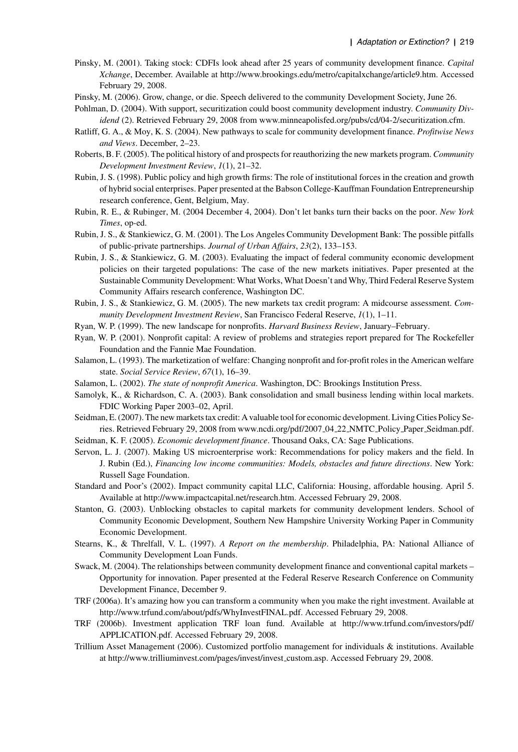Pinsky, M. (2001). Taking stock: CDFIs look ahead after 25 years of community development finance. *Capital Xchange*, December. Available at http://www.brookings.edu/metro/capitalxchange/article9.htm. Accessed February 29, 2008.

Pinsky, M. (2006). Grow, change, or die. Speech delivered to the community Development Society, June 26.

Pohlman, D. (2004). With support, securitization could boost community development industry. *Community Dividend* (2). Retrieved February 29, 2008 from www.minneapolisfed.org/pubs/cd/04-2/securitization.cfm.

Ratliff, G. A., & Moy, K. S. (2004). New pathways to scale for community development finance. *Profitwise News and Views*. December, 2–23.

Roberts, B. F. (2005). The political history of and prospects for reauthorizing the new markets program. *Community Development Investment Review*, *1*(1), 21–32.

Rubin, J. S. (1998). Public policy and high growth firms: The role of institutional forces in the creation and growth of hybrid social enterprises. Paper presented at the Babson College-Kauffman Foundation Entrepreneurship research conference, Gent, Belgium, May.

Rubin, R. E., & Rubinger, M. (2004 December 4, 2004). Don't let banks turn their backs on the poor. *New York Times*, op-ed.

Rubin, J. S., & Stankiewicz, G. M. (2001). The Los Angeles Community Development Bank: The possible pitfalls of public-private partnerships. *Journal of Urban Affairs*, *23*(2), 133–153.

Rubin, J. S., & Stankiewicz, G. M. (2003). Evaluating the impact of federal community economic development policies on their targeted populations: The case of the new markets initiatives. Paper presented at the Sustainable Community Development: What Works, What Doesn't and Why, Third Federal Reserve System Community Affairs research conference, Washington DC.

Rubin, J. S., & Stankiewicz, G. M. (2005). The new markets tax credit program: A midcourse assessment. *Community Development Investment Review*, San Francisco Federal Reserve, *1*(1), 1–11.

Ryan, W. P. (1999). The new landscape for nonprofits. *Harvard Business Review*, January–February.

Ryan, W. P. (2001). Nonprofit capital: A review of problems and strategies report prepared for The Rockefeller Foundation and the Fannie Mae Foundation.

Salamon, L. (1993). The marketization of welfare: Changing nonprofit and for-profit roles in the American welfare state. *Social Service Review*, *67*(1), 16–39.

Salamon, L. (2002). *The state of nonprofit America*. Washington, DC: Brookings Institution Press.

Samolyk, K., & Richardson, C. A. (2003). Bank consolidation and small business lending within local markets. FDIC Working Paper 2003–02, April.

Seidman, E. (2007). The new markets tax credit: A valuable tool for economic development. Living Cities Policy Series. Retrieved February 29, 2008 from www.ncdi.org/pdf/2007_04_22_NMTC_Policy_Paper_Seidman.pdf.

Seidman, K. F. (2005). *Economic development finance*. Thousand Oaks, CA: Sage Publications.

Servon, L. J. (2007). Making US microenterprise work: Recommendations for policy makers and the field. In J. Rubin (Ed.), *Financing low income communities: Models, obstacles and future directions*. New York: Russell Sage Foundation.

Standard and Poor's (2002). Impact community capital LLC, California: Housing, affordable housing. April 5. Available at http://www.impactcapital.net/research.htm. Accessed February 29, 2008.

Stanton, G. (2003). Unblocking obstacles to capital markets for community development lenders. School of Community Economic Development, Southern New Hampshire University Working Paper in Community Economic Development.

Stearns, K., & Threlfall, V. L. (1997). *A Report on the membership*. Philadelphia, PA: National Alliance of Community Development Loan Funds.

Swack, M. (2004). The relationships between community development finance and conventional capital markets – Opportunity for innovation. Paper presented at the Federal Reserve Research Conference on Community Development Finance, December 9.

TRF (2006a). It's amazing how you can transform a community when you make the right investment. Available at http://www.trfund.com/about/pdfs/WhyInvestFINAL.pdf. Accessed February 29, 2008.

TRF (2006b). Investment application TRF loan fund. Available at http://www.trfund.com/investors/pdf/APPLICATION.pdf. Accessed February 29, 2008.

Trillium Asset Management (2006). Customized portfolio management for individuals & institutions. Available at http://www.trilliuminvest.com/pages/invest/invest_custom.asp. Accessed February 29, 2008.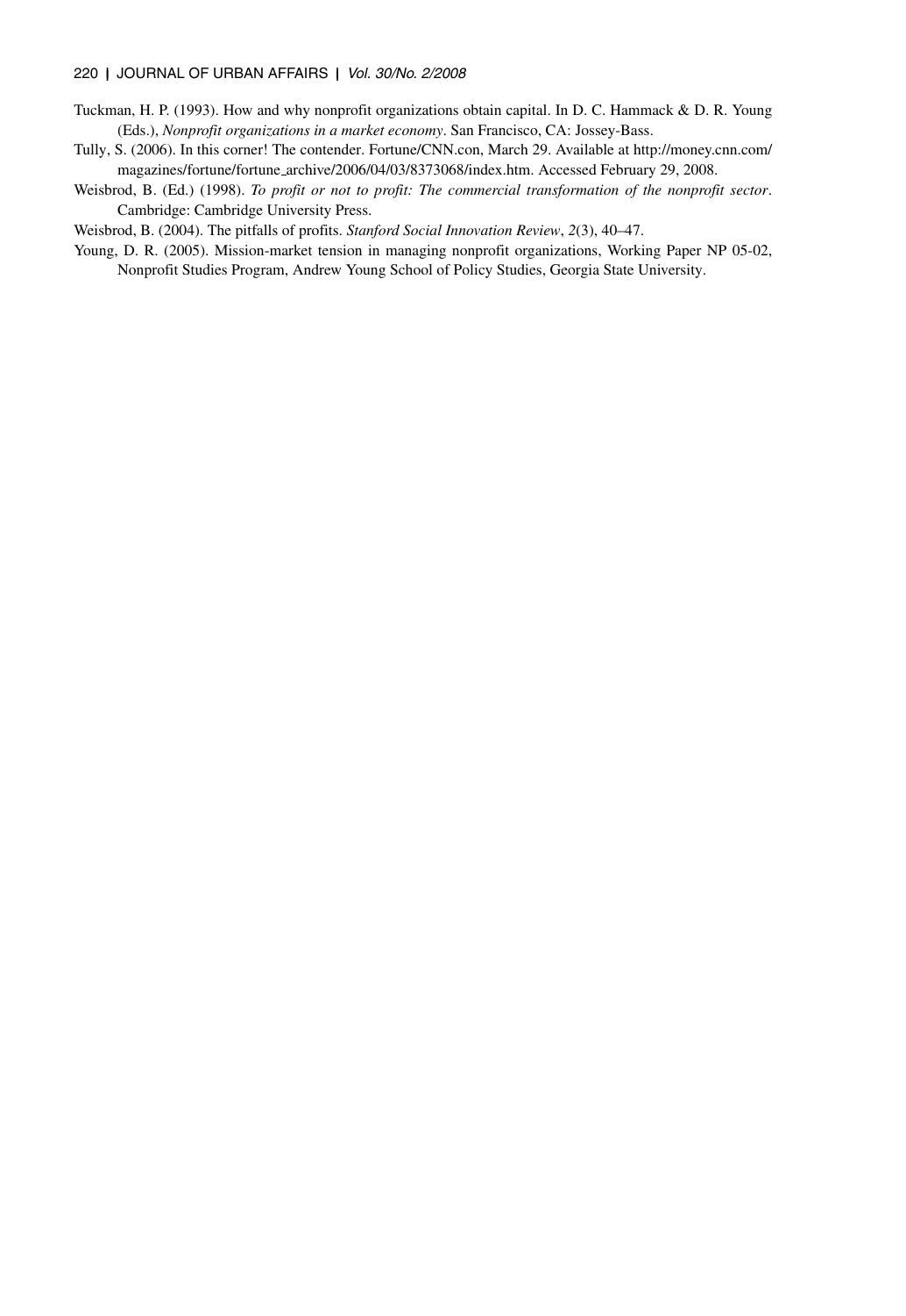Tuckman, H. P. (1993). How and why nonprofit organizations obtain capital. In D. C. Hammack & D. R. Young (Eds.), *Nonprofit organizations in a market economy*. San Francisco, CA: Jossey-Bass.

Tully, S. (2006). In this corner! The contender. Fortune/CNN.con, March 29. Available at http://money.cnn.com/magazines/fortune/fortune_archive/2006/04/03/8373068/index.htm. Accessed February 29, 2008.

Weisbrod, B. (Ed.) (1998). *To profit or not to profit: The commercial transformation of the nonprofit sector*. Cambridge: Cambridge University Press.

Weisbrod, B. (2004). The pitfalls of profits. *Stanford Social Innovation Review*, *2*(3), 40–47.

Young, D. R. (2005). Mission-market tension in managing nonprofit organizations, Working Paper NP 05-02, Nonprofit Studies Program, Andrew Young School of Policy Studies, Georgia State University.